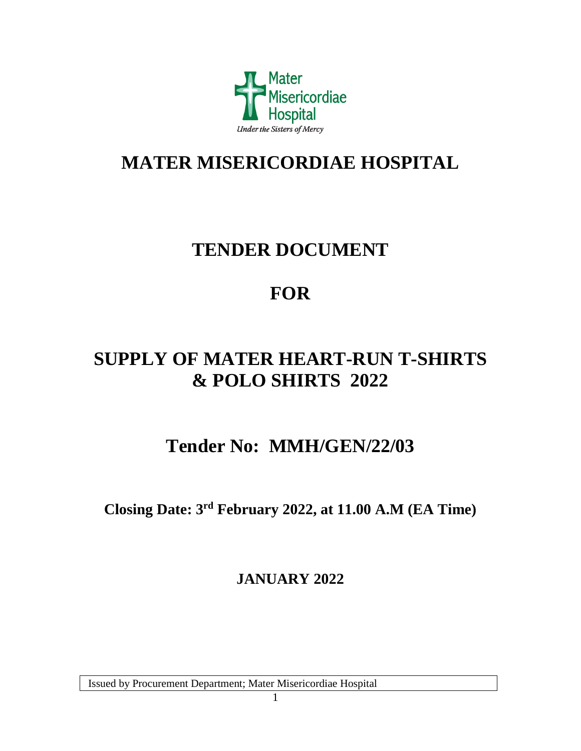# MATER MISERICORDIAE HOSPITAL

# TENDER DOCUMENT

# FOR

# SUPPLY OF MATER HEART-RUN T-SHIRTS & POLO SHIRTS 2022

## Tender No: MMH/GEN/22/03

**Closing Date: 3rd February 2022, at 11.00 A.M (EA Time)**

**JANUARY 2022**

Issued by Procurement Department; Mater Misericordiae Hospital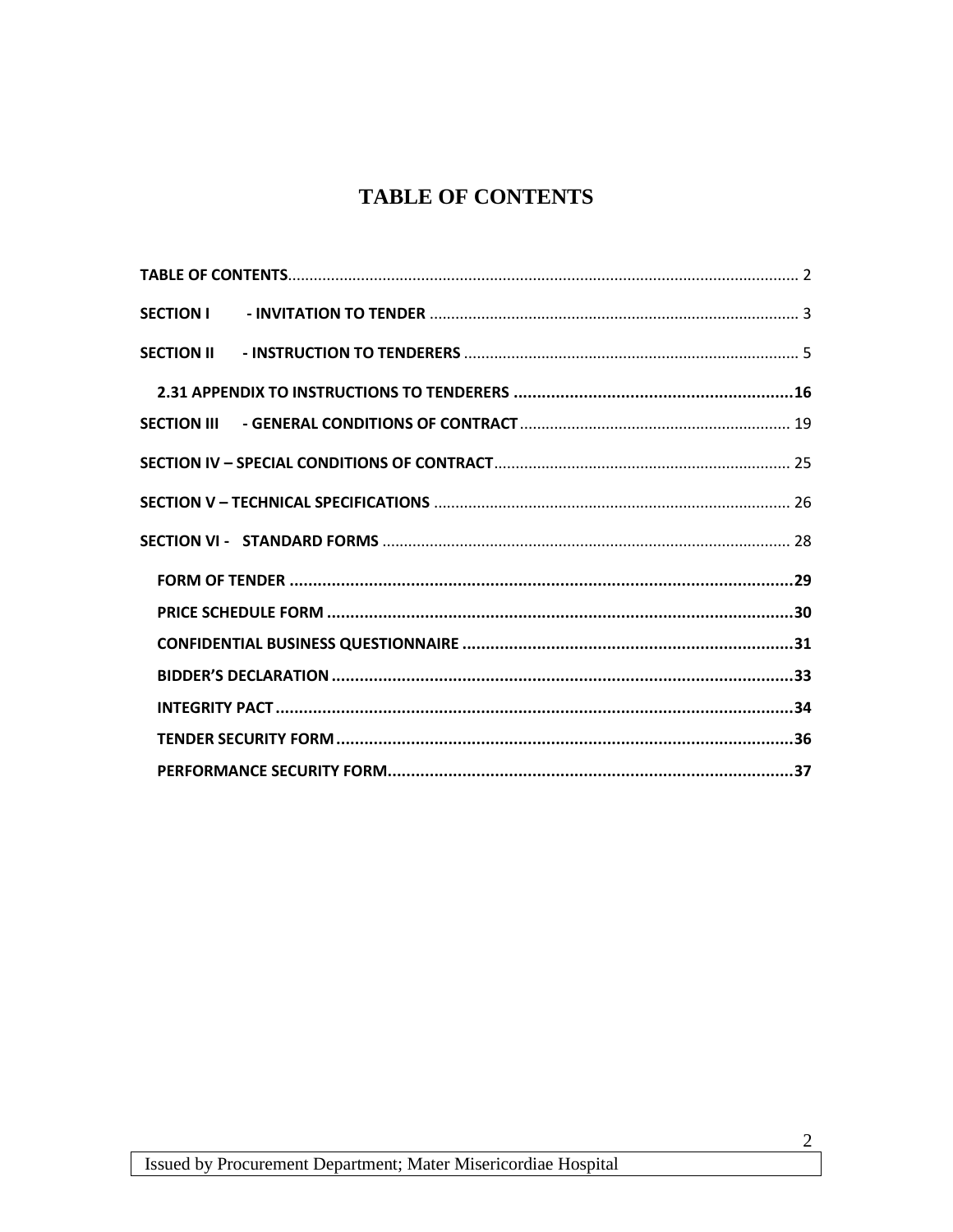# TABLE OF CONTENTS

**TABLE OF CONTENTS** ........ 2

**SECTION I - INVITATION TO TENDER** ........ 3

**SECTION II - INSTRUCTION TO TENDERERS** ........ 5

**2.31 APPENDIX TO INSTRUCTIONS TO TENDERERS** ........ 16

**SECTION III - GENERAL CONDITIONS OF CONTRACT** ........ 19

**SECTION IV – SPECIAL CONDITIONS OF CONTRACT** ........ 25

**SECTION V – TECHNICAL SPECIFICATIONS** ........ 26

**SECTION VI - STANDARD FORMS** ........ 28

**FORM OF TENDER** ........ 29

**PRICE SCHEDULE FORM** ........ 30

**CONFIDENTIAL BUSINESS QUESTIONNAIRE** ........ 31

**BIDDER'S DECLARATION** ........ 33

**INTEGRITY PACT** ........ 34

**TENDER SECURITY FORM** ........ 36

**PERFORMANCE SECURITY FORM** ........ 37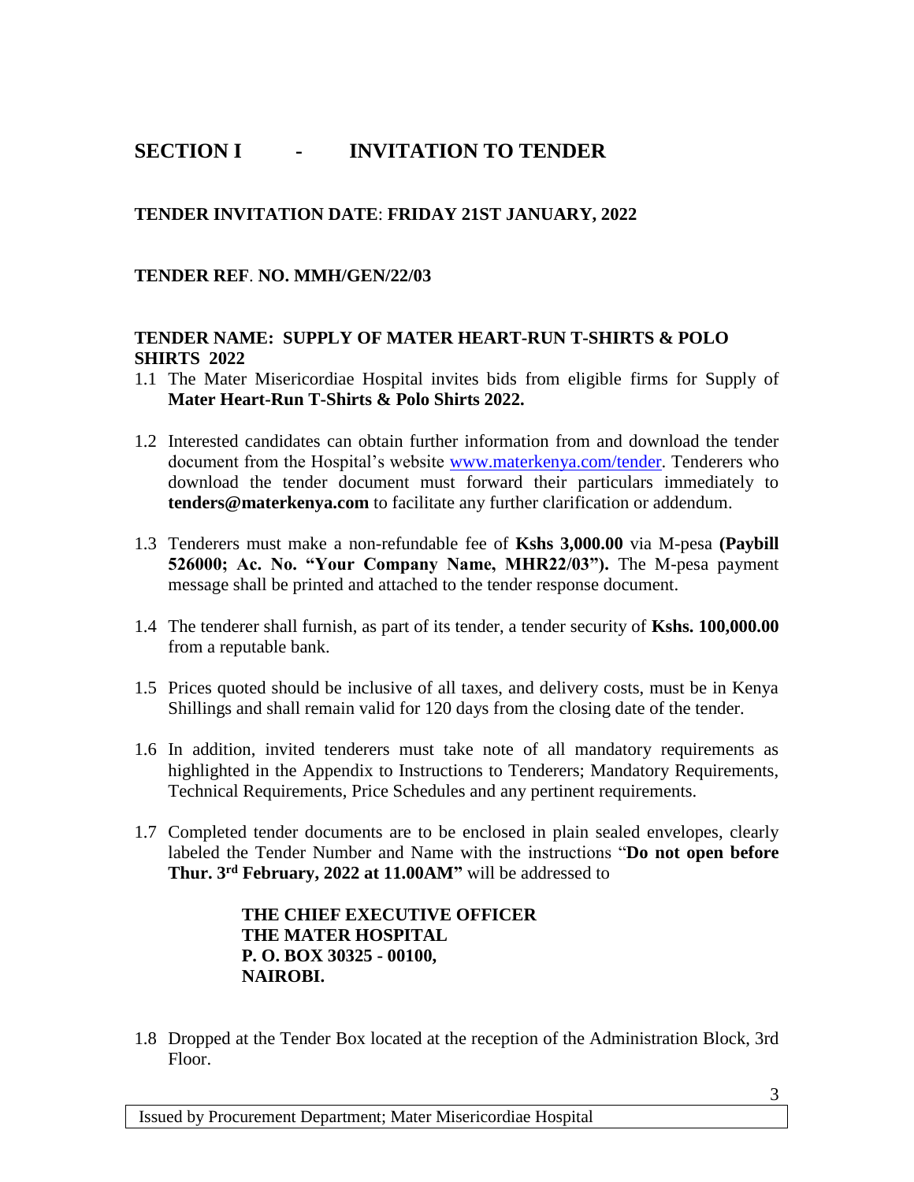# SECTION I - INVITATION TO TENDER

**TENDER INVITATION DATE**: **FRIDAY 21ST JANUARY, 2022**

**TENDER REF**. **NO. MMH/GEN/22/03**

**TENDER NAME: SUPPLY OF MATER HEART-RUN T-SHIRTS & POLO SHIRTS 2022**

1.1 The Mater Misericordiae Hospital invites bids from eligible firms for Supply of **Mater Heart-Run T-Shirts & Polo Shirts 2022.**

1.2 Interested candidates can obtain further information from and download the tender document from the Hospital's website www.materkenya.com/tender. Tenderers who download the tender document must forward their particulars immediately to **tenders@materkenya.com** to facilitate any further clarification or addendum.

1.3 Tenderers must make a non-refundable fee of **Kshs 3,000.00** via M-pesa **(Paybill 526000; Ac. No. "Your Company Name, MHR22/03").** The M-pesa payment message shall be printed and attached to the tender response document.

1.4 The tenderer shall furnish, as part of its tender, a tender security of **Kshs. 100,000.00** from a reputable bank.

1.5 Prices quoted should be inclusive of all taxes, and delivery costs, must be in Kenya Shillings and shall remain valid for 120 days from the closing date of the tender.

1.6 In addition, invited tenderers must take note of all mandatory requirements as highlighted in the Appendix to Instructions to Tenderers; Mandatory Requirements, Technical Requirements, Price Schedules and any pertinent requirements.

1.7 Completed tender documents are to be enclosed in plain sealed envelopes, clearly labeled the Tender Number and Name with the instructions "**Do not open before Thur. 3rd February, 2022 at 11.00AM"** will be addressed to

> **THE CHIEF EXECUTIVE OFFICER**
> **THE MATER HOSPITAL**
> **P. O. BOX 30325 - 00100,**
> **NAIROBI.**

1.8 Dropped at the Tender Box located at the reception of the Administration Block, 3rd Floor.

Issued by Procurement Department; Mater Misericordiae Hospital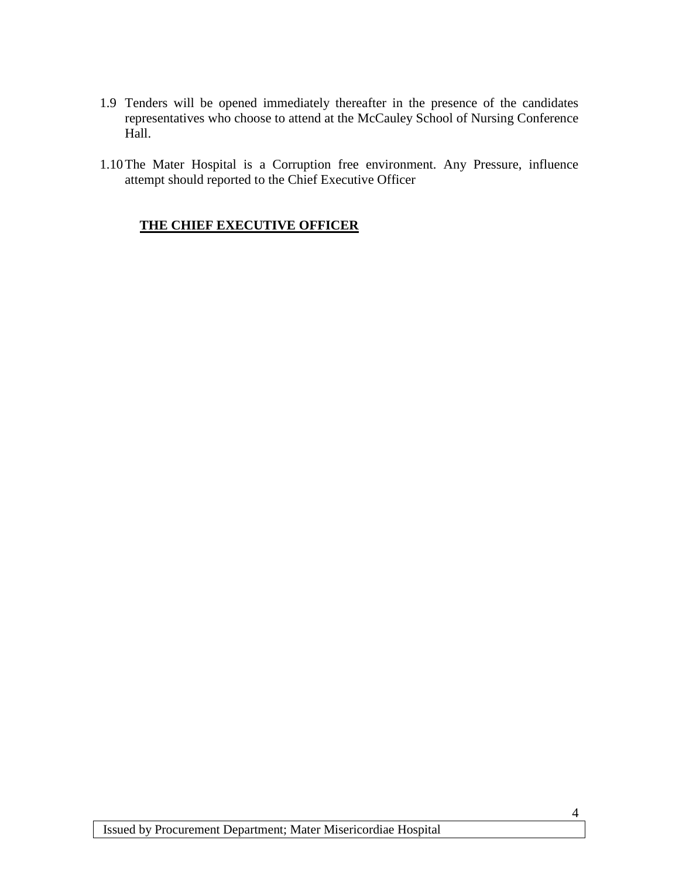1.9 Tenders will be opened immediately thereafter in the presence of the candidates representatives who choose to attend at the McCauley School of Nursing Conference Hall.

1.10 The Mater Hospital is a Corruption free environment. Any Pressure, influence attempt should reported to the Chief Executive Officer

**<u>THE CHIEF EXECUTIVE OFFICER</u>**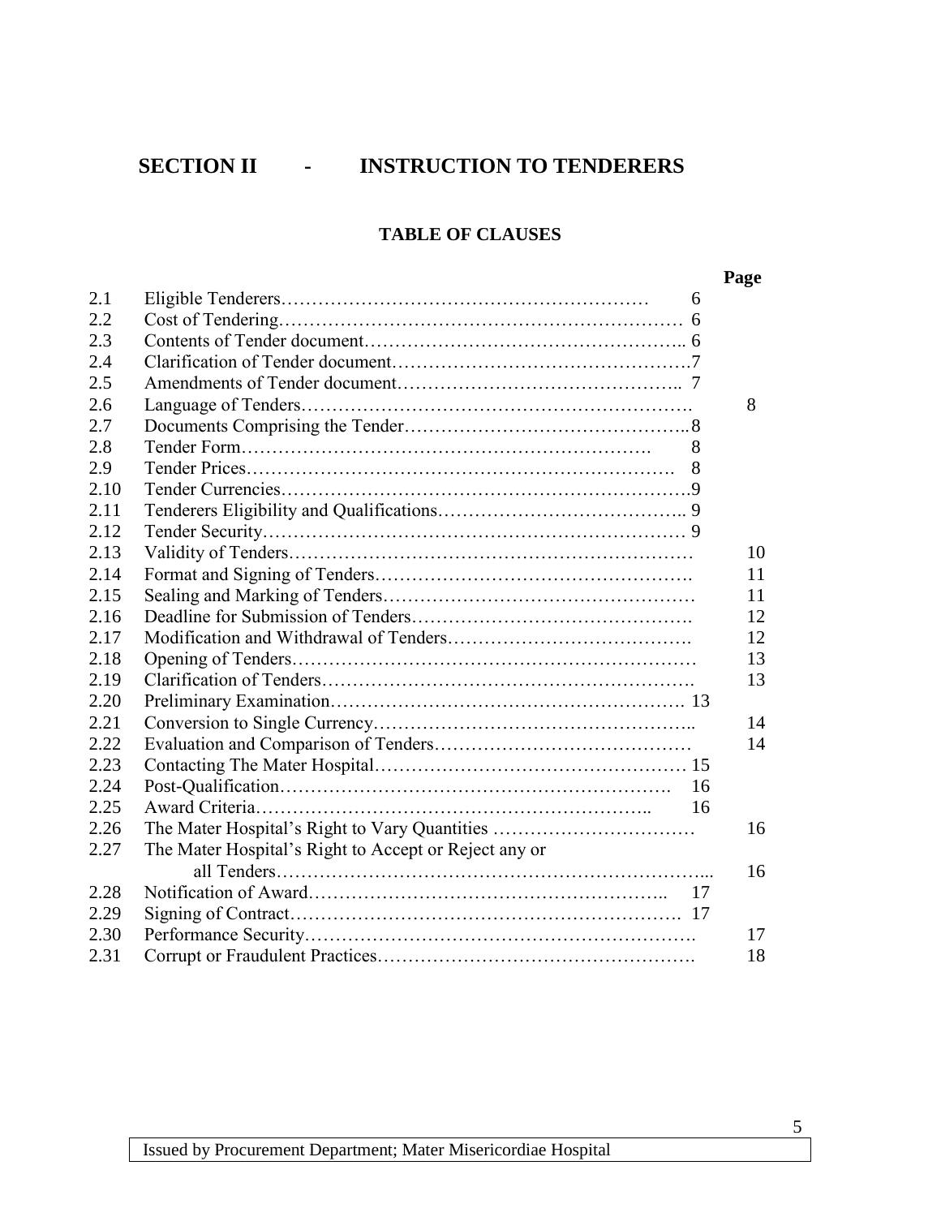# SECTION II - INSTRUCTION TO TENDERERS

## TABLE OF CLAUSES

| | | Page |
|---|---|---|
| 2.1 | Eligible Tenderers | 6 |
| 2.2 | Cost of Tendering | 6 |
| 2.3 | Contents of Tender document | 6 |
| 2.4 | Clarification of Tender document | 7 |
| 2.5 | Amendments of Tender document | 7 |
| 2.6 | Language of Tenders | 8 |
| 2.7 | Documents Comprising the Tender | 8 |
| 2.8 | Tender Form | 8 |
| 2.9 | Tender Prices | 8 |
| 2.10 | Tender Currencies | 9 |
| 2.11 | Tenderers Eligibility and Qualifications | 9 |
| 2.12 | Tender Security | 9 |
| 2.13 | Validity of Tenders | 10 |
| 2.14 | Format and Signing of Tenders | 11 |
| 2.15 | Sealing and Marking of Tenders | 11 |
| 2.16 | Deadline for Submission of Tenders | 12 |
| 2.17 | Modification and Withdrawal of Tenders | 12 |
| 2.18 | Opening of Tenders | 13 |
| 2.19 | Clarification of Tenders | 13 |
| 2.20 | Preliminary Examination | 13 |
| 2.21 | Conversion to Single Currency | 14 |
| 2.22 | Evaluation and Comparison of Tenders | 14 |
| 2.23 | Contacting The Mater Hospital | 15 |
| 2.24 | Post-Qualification | 16 |
| 2.25 | Award Criteria | 16 |
| 2.26 | The Mater Hospital's Right to Vary Quantities | 16 |
| 2.27 | The Mater Hospital's Right to Accept or Reject any or all Tenders | 16 |
| 2.28 | Notification of Award | 17 |
| 2.29 | Signing of Contract | 17 |
| 2.30 | Performance Security | 17 |
| 2.31 | Corrupt or Fraudulent Practices | 18 |

Issued by Procurement Department; Mater Misericordiae Hospital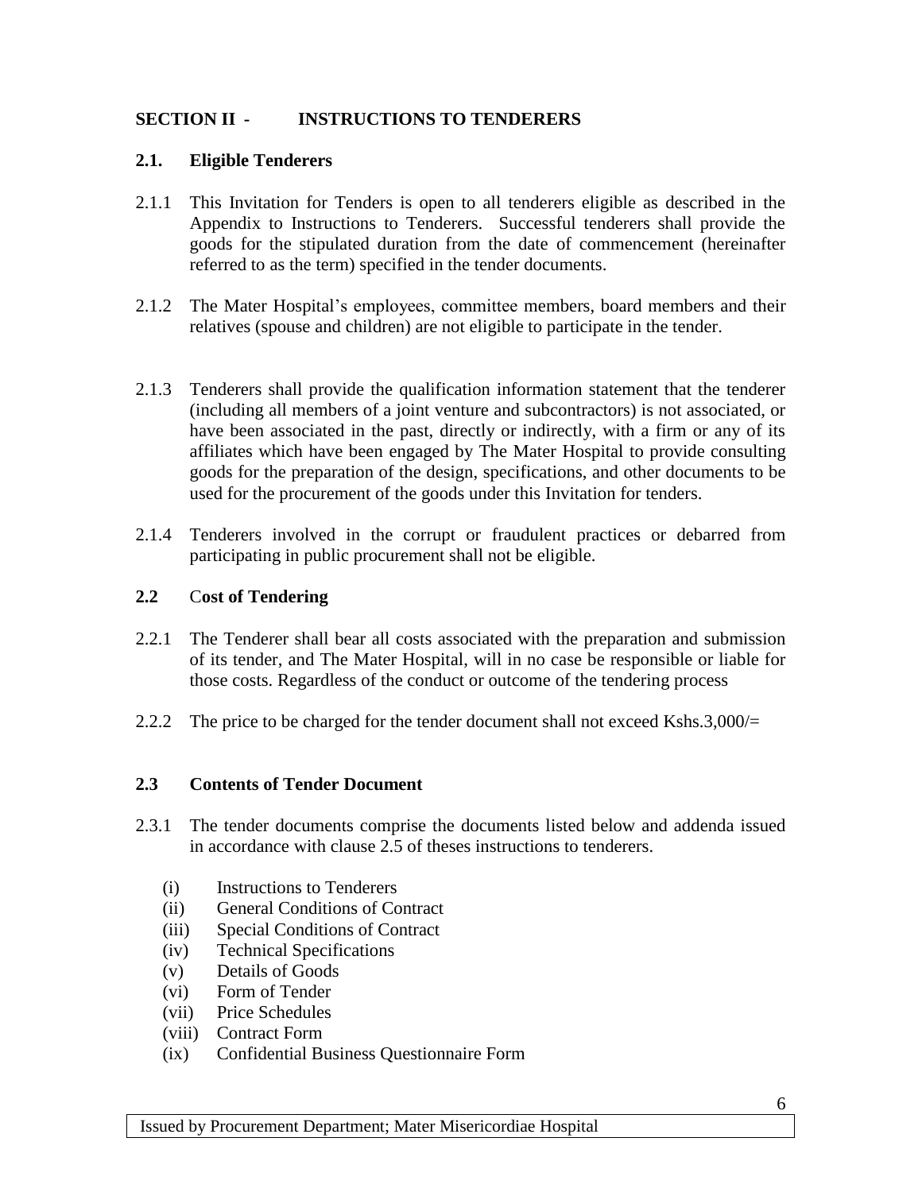## SECTION II - INSTRUCTIONS TO TENDERERS

### 2.1. Eligible Tenderers

2.1.1 This Invitation for Tenders is open to all tenderers eligible as described in the Appendix to Instructions to Tenderers. Successful tenderers shall provide the goods for the stipulated duration from the date of commencement (hereinafter referred to as the term) specified in the tender documents.

2.1.2 The Mater Hospital's employees, committee members, board members and their relatives (spouse and children) are not eligible to participate in the tender.

2.1.3 Tenderers shall provide the qualification information statement that the tenderer (including all members of a joint venture and subcontractors) is not associated, or have been associated in the past, directly or indirectly, with a firm or any of its affiliates which have been engaged by The Mater Hospital to provide consulting goods for the preparation of the design, specifications, and other documents to be used for the procurement of the goods under this Invitation for tenders.

2.1.4 Tenderers involved in the corrupt or fraudulent practices or debarred from participating in public procurement shall not be eligible.

### 2.2 Cost of Tendering

2.2.1 The Tenderer shall bear all costs associated with the preparation and submission of its tender, and The Mater Hospital, will in no case be responsible or liable for those costs. Regardless of the conduct or outcome of the tendering process

2.2.2 The price to be charged for the tender document shall not exceed Kshs.3,000/=

### 2.3 Contents of Tender Document

2.3.1 The tender documents comprise the documents listed below and addenda issued in accordance with clause 2.5 of theses instructions to tenderers.

- (i) Instructions to Tenderers
- (ii) General Conditions of Contract
- (iii) Special Conditions of Contract
- (iv) Technical Specifications
- (v) Details of Goods
- (vi) Form of Tender
- (vii) Price Schedules
- (viii) Contract Form
- (ix) Confidential Business Questionnaire Form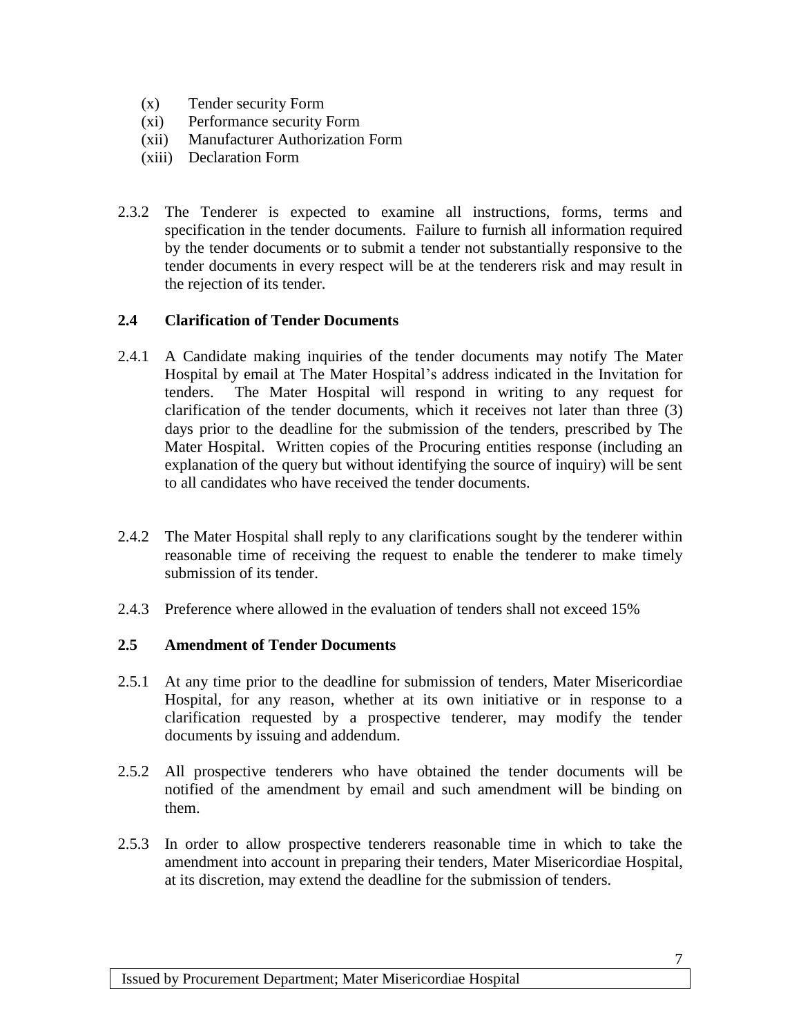(x) Tender security Form
(xi) Performance security Form
(xii) Manufacturer Authorization Form
(xiii) Declaration Form

2.3.2 The Tenderer is expected to examine all instructions, forms, terms and specification in the tender documents. Failure to furnish all information required by the tender documents or to submit a tender not substantially responsive to the tender documents in every respect will be at the tenderers risk and may result in the rejection of its tender.

### 2.4 Clarification of Tender Documents

2.4.1 A Candidate making inquiries of the tender documents may notify The Mater Hospital by email at The Mater Hospital's address indicated in the Invitation for tenders. The Mater Hospital will respond in writing to any request for clarification of the tender documents, which it receives not later than three (3) days prior to the deadline for the submission of the tenders, prescribed by The Mater Hospital. Written copies of the Procuring entities response (including an explanation of the query but without identifying the source of inquiry) will be sent to all candidates who have received the tender documents.

2.4.2 The Mater Hospital shall reply to any clarifications sought by the tenderer within reasonable time of receiving the request to enable the tenderer to make timely submission of its tender.

2.4.3 Preference where allowed in the evaluation of tenders shall not exceed 15%

### 2.5 Amendment of Tender Documents

2.5.1 At any time prior to the deadline for submission of tenders, Mater Misericordiae Hospital, for any reason, whether at its own initiative or in response to a clarification requested by a prospective tenderer, may modify the tender documents by issuing and addendum.

2.5.2 All prospective tenderers who have obtained the tender documents will be notified of the amendment by email and such amendment will be binding on them.

2.5.3 In order to allow prospective tenderers reasonable time in which to take the amendment into account in preparing their tenders, Mater Misericordiae Hospital, at its discretion, may extend the deadline for the submission of tenders.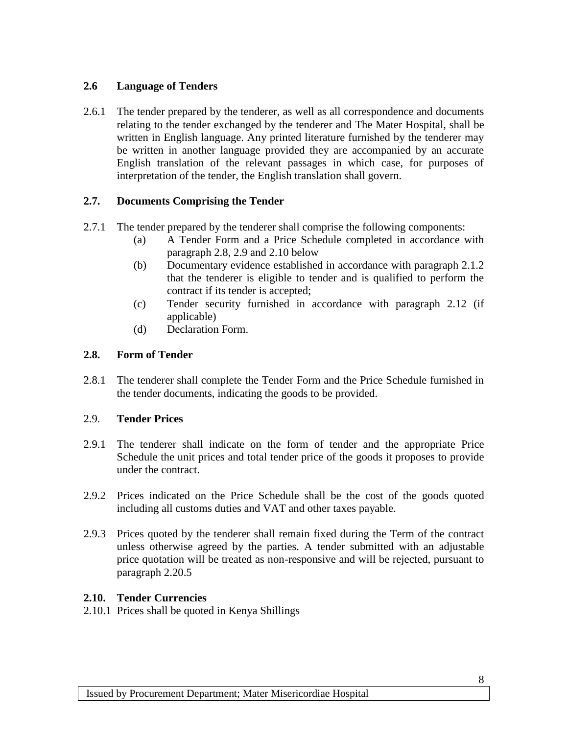### 2.6 Language of Tenders

2.6.1 The tender prepared by the tenderer, as well as all correspondence and documents relating to the tender exchanged by the tenderer and The Mater Hospital, shall be written in English language. Any printed literature furnished by the tenderer may be written in another language provided they are accompanied by an accurate English translation of the relevant passages in which case, for purposes of interpretation of the tender, the English translation shall govern.

### 2.7. Documents Comprising the Tender

2.7.1 The tender prepared by the tenderer shall comprise the following components:

- (a) A Tender Form and a Price Schedule completed in accordance with paragraph 2.8, 2.9 and 2.10 below
- (b) Documentary evidence established in accordance with paragraph 2.1.2 that the tenderer is eligible to tender and is qualified to perform the contract if its tender is accepted;
- (c) Tender security furnished in accordance with paragraph 2.12 (if applicable)
- (d) Declaration Form.

### 2.8. Form of Tender

2.8.1 The tenderer shall complete the Tender Form and the Price Schedule furnished in the tender documents, indicating the goods to be provided.

### 2.9. Tender Prices

2.9.1 The tenderer shall indicate on the form of tender and the appropriate Price Schedule the unit prices and total tender price of the goods it proposes to provide under the contract.

2.9.2 Prices indicated on the Price Schedule shall be the cost of the goods quoted including all customs duties and VAT and other taxes payable.

2.9.3 Prices quoted by the tenderer shall remain fixed during the Term of the contract unless otherwise agreed by the parties. A tender submitted with an adjustable price quotation will be treated as non-responsive and will be rejected, pursuant to paragraph 2.20.5

### 2.10. Tender Currencies

2.10.1 Prices shall be quoted in Kenya Shillings

Issued by Procurement Department; Mater Misericordiae Hospital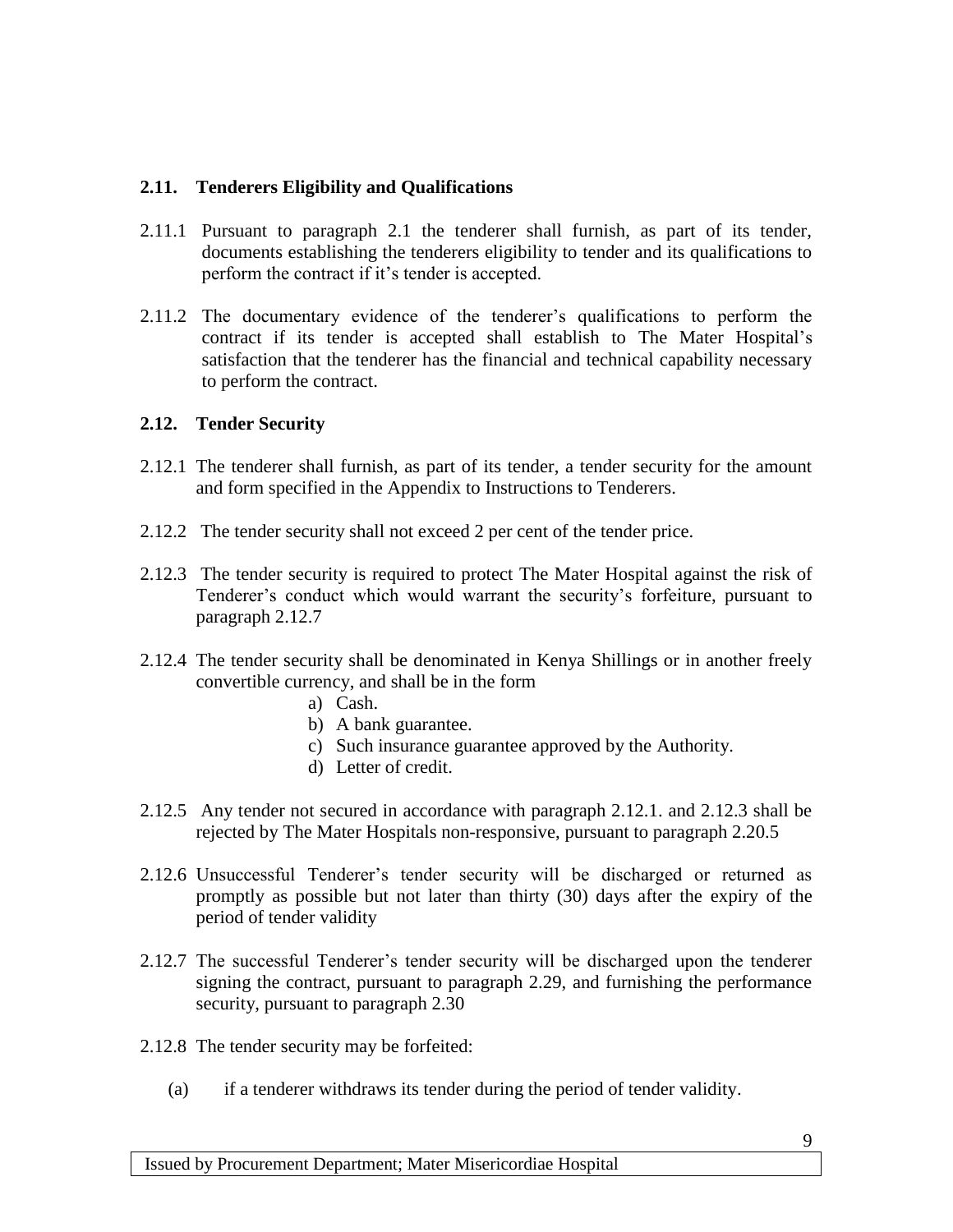### 2.11. Tenderers Eligibility and Qualifications

2.11.1 Pursuant to paragraph 2.1 the tenderer shall furnish, as part of its tender, documents establishing the tenderers eligibility to tender and its qualifications to perform the contract if it's tender is accepted.

2.11.2 The documentary evidence of the tenderer's qualifications to perform the contract if its tender is accepted shall establish to The Mater Hospital's satisfaction that the tenderer has the financial and technical capability necessary to perform the contract.

### 2.12. Tender Security

2.12.1 The tenderer shall furnish, as part of its tender, a tender security for the amount and form specified in the Appendix to Instructions to Tenderers.

2.12.2 The tender security shall not exceed 2 per cent of the tender price.

2.12.3 The tender security is required to protect The Mater Hospital against the risk of Tenderer's conduct which would warrant the security's forfeiture, pursuant to paragraph 2.12.7

2.12.4 The tender security shall be denominated in Kenya Shillings or in another freely convertible currency, and shall be in the form

a) Cash.
b) A bank guarantee.
c) Such insurance guarantee approved by the Authority.
d) Letter of credit.

2.12.5 Any tender not secured in accordance with paragraph 2.12.1. and 2.12.3 shall be rejected by The Mater Hospitals non-responsive, pursuant to paragraph 2.20.5

2.12.6 Unsuccessful Tenderer's tender security will be discharged or returned as promptly as possible but not later than thirty (30) days after the expiry of the period of tender validity

2.12.7 The successful Tenderer's tender security will be discharged upon the tenderer signing the contract, pursuant to paragraph 2.29, and furnishing the performance security, pursuant to paragraph 2.30

2.12.8 The tender security may be forfeited:

(a) if a tenderer withdraws its tender during the period of tender validity.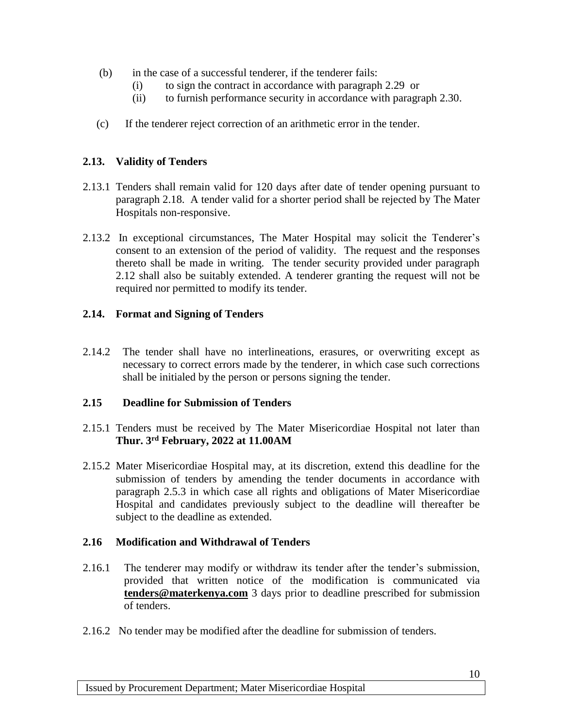(b) in the case of a successful tenderer, if the tenderer fails:

   (i) to sign the contract in accordance with paragraph 2.29 or

   (ii) to furnish performance security in accordance with paragraph 2.30.

(c) If the tenderer reject correction of an arithmetic error in the tender.

### 2.13. Validity of Tenders

2.13.1 Tenders shall remain valid for 120 days after date of tender opening pursuant to paragraph 2.18. A tender valid for a shorter period shall be rejected by The Mater Hospitals non-responsive.

2.13.2 In exceptional circumstances, The Mater Hospital may solicit the Tenderer's consent to an extension of the period of validity. The request and the responses thereto shall be made in writing. The tender security provided under paragraph 2.12 shall also be suitably extended. A tenderer granting the request will not be required nor permitted to modify its tender.

### 2.14. Format and Signing of Tenders

2.14.2 The tender shall have no interlineations, erasures, or overwriting except as necessary to correct errors made by the tenderer, in which case such corrections shall be initialed by the person or persons signing the tender.

### 2.15 Deadline for Submission of Tenders

2.15.1 Tenders must be received by The Mater Misericordiae Hospital not later than **Thur. 3rd February, 2022 at 11.00AM**

2.15.2 Mater Misericordiae Hospital may, at its discretion, extend this deadline for the submission of tenders by amending the tender documents in accordance with paragraph 2.5.3 in which case all rights and obligations of Mater Misericordiae Hospital and candidates previously subject to the deadline will thereafter be subject to the deadline as extended.

### 2.16 Modification and Withdrawal of Tenders

2.16.1 The tenderer may modify or withdraw its tender after the tender's submission, provided that written notice of the modification is communicated via **tenders@materkenya.com** 3 days prior to deadline prescribed for submission of tenders.

2.16.2 No tender may be modified after the deadline for submission of tenders.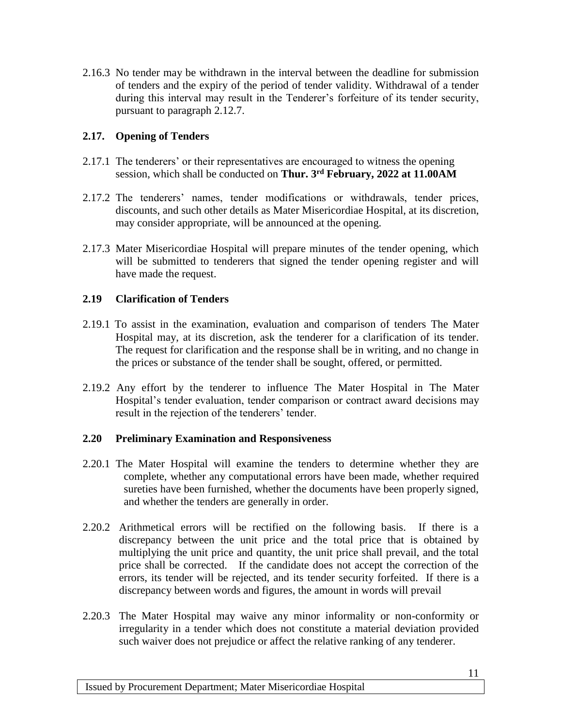2.16.3 No tender may be withdrawn in the interval between the deadline for submission of tenders and the expiry of the period of tender validity. Withdrawal of a tender during this interval may result in the Tenderer's forfeiture of its tender security, pursuant to paragraph 2.12.7.

### 2.17. Opening of Tenders

2.17.1 The tenderers' or their representatives are encouraged to witness the opening session, which shall be conducted on **Thur. 3rd February, 2022 at 11.00AM**

2.17.2 The tenderers' names, tender modifications or withdrawals, tender prices, discounts, and such other details as Mater Misericordiae Hospital, at its discretion, may consider appropriate, will be announced at the opening.

2.17.3 Mater Misericordiae Hospital will prepare minutes of the tender opening, which will be submitted to tenderers that signed the tender opening register and will have made the request.

### 2.19 Clarification of Tenders

2.19.1 To assist in the examination, evaluation and comparison of tenders The Mater Hospital may, at its discretion, ask the tenderer for a clarification of its tender. The request for clarification and the response shall be in writing, and no change in the prices or substance of the tender shall be sought, offered, or permitted.

2.19.2 Any effort by the tenderer to influence The Mater Hospital in The Mater Hospital's tender evaluation, tender comparison or contract award decisions may result in the rejection of the tenderers' tender.

### 2.20 Preliminary Examination and Responsiveness

2.20.1 The Mater Hospital will examine the tenders to determine whether they are complete, whether any computational errors have been made, whether required sureties have been furnished, whether the documents have been properly signed, and whether the tenders are generally in order.

2.20.2 Arithmetical errors will be rectified on the following basis. If there is a discrepancy between the unit price and the total price that is obtained by multiplying the unit price and quantity, the unit price shall prevail, and the total price shall be corrected. If the candidate does not accept the correction of the errors, its tender will be rejected, and its tender security forfeited. If there is a discrepancy between words and figures, the amount in words will prevail

2.20.3 The Mater Hospital may waive any minor informality or non-conformity or irregularity in a tender which does not constitute a material deviation provided such waiver does not prejudice or affect the relative ranking of any tenderer.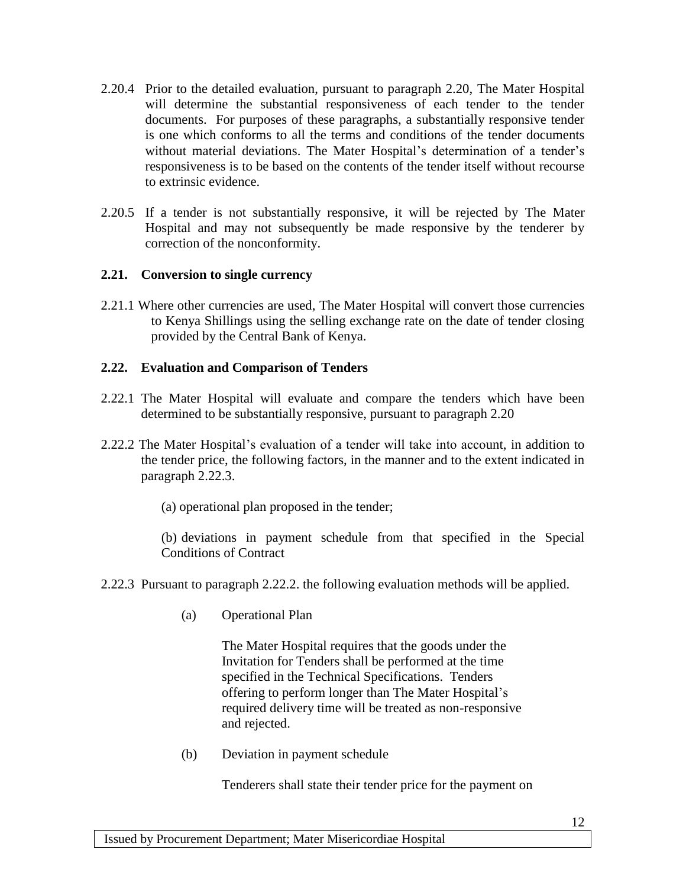2.20.4 Prior to the detailed evaluation, pursuant to paragraph 2.20, The Mater Hospital will determine the substantial responsiveness of each tender to the tender documents. For purposes of these paragraphs, a substantially responsive tender is one which conforms to all the terms and conditions of the tender documents without material deviations. The Mater Hospital's determination of a tender's responsiveness is to be based on the contents of the tender itself without recourse to extrinsic evidence.

2.20.5 If a tender is not substantially responsive, it will be rejected by The Mater Hospital and may not subsequently be made responsive by the tenderer by correction of the nonconformity.

### 2.21. Conversion to single currency

2.21.1 Where other currencies are used, The Mater Hospital will convert those currencies to Kenya Shillings using the selling exchange rate on the date of tender closing provided by the Central Bank of Kenya.

### 2.22. Evaluation and Comparison of Tenders

2.22.1 The Mater Hospital will evaluate and compare the tenders which have been determined to be substantially responsive, pursuant to paragraph 2.20

2.22.2 The Mater Hospital's evaluation of a tender will take into account, in addition to the tender price, the following factors, in the manner and to the extent indicated in paragraph 2.22.3.

(a) operational plan proposed in the tender;

(b) deviations in payment schedule from that specified in the Special Conditions of Contract

2.22.3 Pursuant to paragraph 2.22.2. the following evaluation methods will be applied.

(a) Operational Plan

The Mater Hospital requires that the goods under the Invitation for Tenders shall be performed at the time specified in the Technical Specifications. Tenders offering to perform longer than The Mater Hospital's required delivery time will be treated as non-responsive and rejected.

(b) Deviation in payment schedule

Tenderers shall state their tender price for the payment on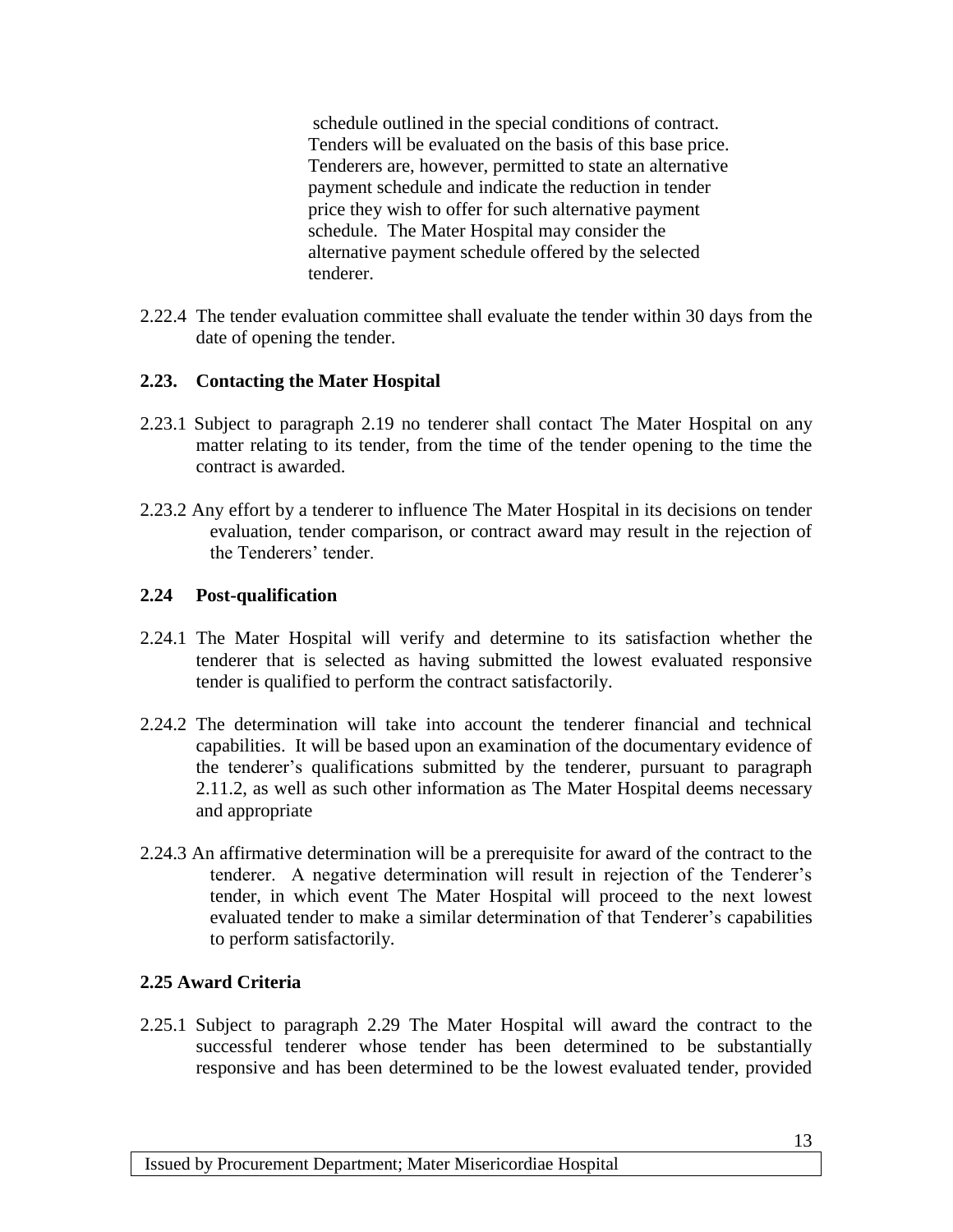schedule outlined in the special conditions of contract. Tenders will be evaluated on the basis of this base price. Tenderers are, however, permitted to state an alternative payment schedule and indicate the reduction in tender price they wish to offer for such alternative payment schedule. The Mater Hospital may consider the alternative payment schedule offered by the selected tenderer.

2.22.4 The tender evaluation committee shall evaluate the tender within 30 days from the date of opening the tender.

**2.23. Contacting the Mater Hospital**

2.23.1 Subject to paragraph 2.19 no tenderer shall contact The Mater Hospital on any matter relating to its tender, from the time of the tender opening to the time the contract is awarded.

2.23.2 Any effort by a tenderer to influence The Mater Hospital in its decisions on tender evaluation, tender comparison, or contract award may result in the rejection of the Tenderers' tender.

**2.24 Post-qualification**

2.24.1 The Mater Hospital will verify and determine to its satisfaction whether the tenderer that is selected as having submitted the lowest evaluated responsive tender is qualified to perform the contract satisfactorily.

2.24.2 The determination will take into account the tenderer financial and technical capabilities. It will be based upon an examination of the documentary evidence of the tenderer's qualifications submitted by the tenderer, pursuant to paragraph 2.11.2, as well as such other information as The Mater Hospital deems necessary and appropriate

2.24.3 An affirmative determination will be a prerequisite for award of the contract to the tenderer. A negative determination will result in rejection of the Tenderer's tender, in which event The Mater Hospital will proceed to the next lowest evaluated tender to make a similar determination of that Tenderer's capabilities to perform satisfactorily.

**2.25 Award Criteria**

2.25.1 Subject to paragraph 2.29 The Mater Hospital will award the contract to the successful tenderer whose tender has been determined to be substantially responsive and has been determined to be the lowest evaluated tender, provided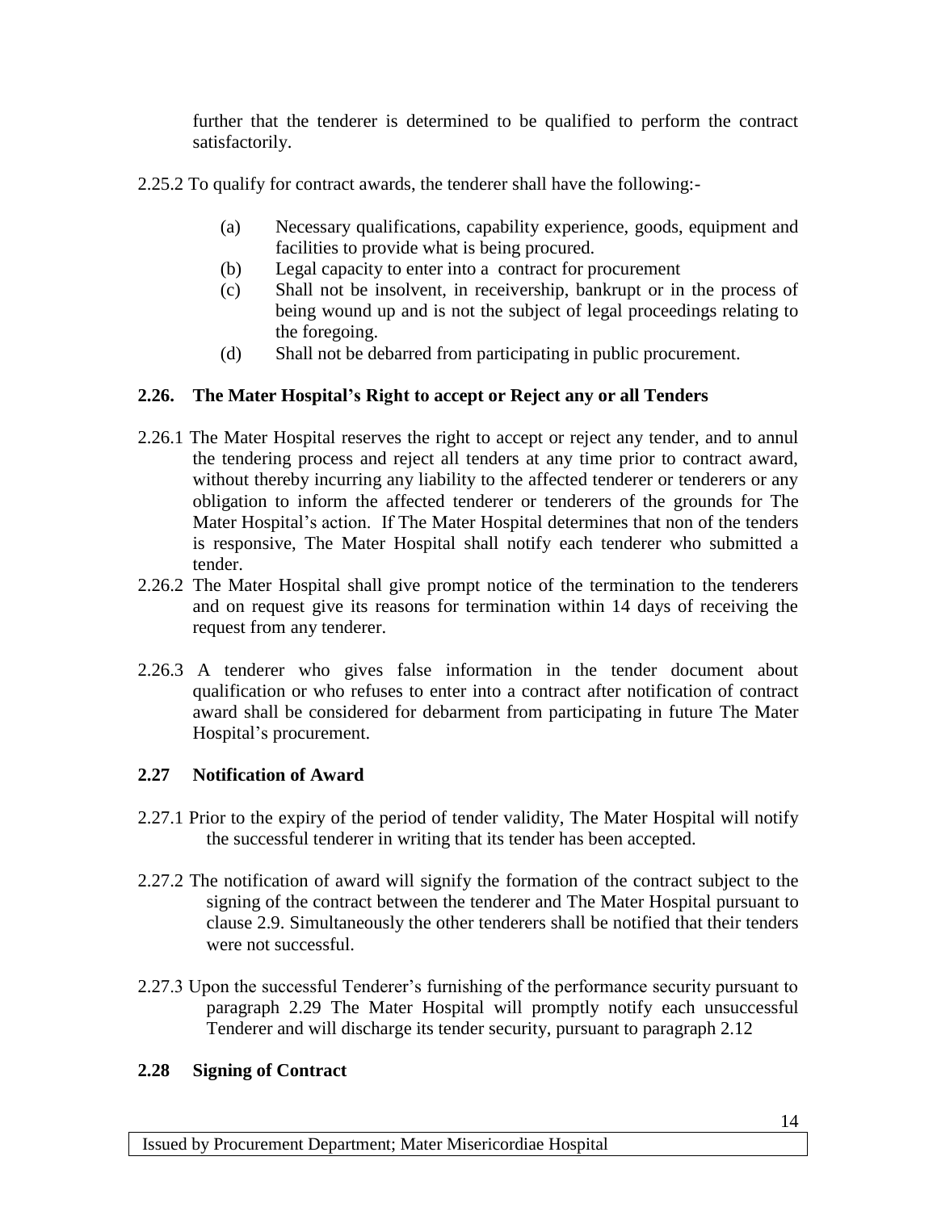further that the tenderer is determined to be qualified to perform the contract satisfactorily.

2.25.2 To qualify for contract awards, the tenderer shall have the following:-

(a) Necessary qualifications, capability experience, goods, equipment and facilities to provide what is being procured.
(b) Legal capacity to enter into a contract for procurement
(c) Shall not be insolvent, in receivership, bankrupt or in the process of being wound up and is not the subject of legal proceedings relating to the foregoing.
(d) Shall not be debarred from participating in public procurement.

### 2.26. The Mater Hospital's Right to accept or Reject any or all Tenders

2.26.1 The Mater Hospital reserves the right to accept or reject any tender, and to annul the tendering process and reject all tenders at any time prior to contract award, without thereby incurring any liability to the affected tenderer or tenderers or any obligation to inform the affected tenderer or tenderers of the grounds for The Mater Hospital's action. If The Mater Hospital determines that non of the tenders is responsive, The Mater Hospital shall notify each tenderer who submitted a tender.

2.26.2 The Mater Hospital shall give prompt notice of the termination to the tenderers and on request give its reasons for termination within 14 days of receiving the request from any tenderer.

2.26.3 A tenderer who gives false information in the tender document about qualification or who refuses to enter into a contract after notification of contract award shall be considered for debarment from participating in future The Mater Hospital's procurement.

### 2.27 Notification of Award

2.27.1 Prior to the expiry of the period of tender validity, The Mater Hospital will notify the successful tenderer in writing that its tender has been accepted.

2.27.2 The notification of award will signify the formation of the contract subject to the signing of the contract between the tenderer and The Mater Hospital pursuant to clause 2.9. Simultaneously the other tenderers shall be notified that their tenders were not successful.

2.27.3 Upon the successful Tenderer's furnishing of the performance security pursuant to paragraph 2.29 The Mater Hospital will promptly notify each unsuccessful Tenderer and will discharge its tender security, pursuant to paragraph 2.12

### 2.28 Signing of Contract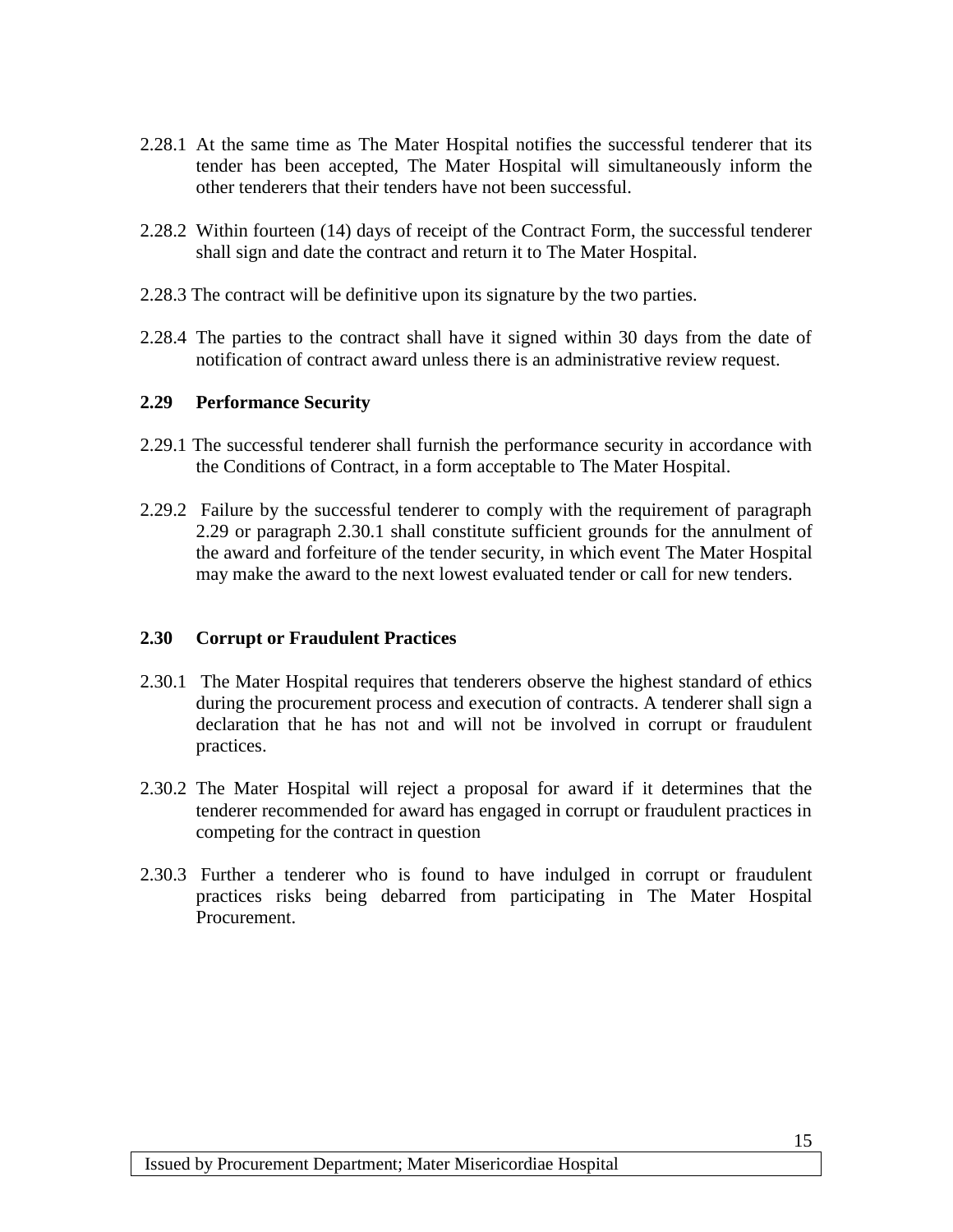2.28.1 At the same time as The Mater Hospital notifies the successful tenderer that its tender has been accepted, The Mater Hospital will simultaneously inform the other tenderers that their tenders have not been successful.

2.28.2 Within fourteen (14) days of receipt of the Contract Form, the successful tenderer shall sign and date the contract and return it to The Mater Hospital.

2.28.3 The contract will be definitive upon its signature by the two parties.

2.28.4 The parties to the contract shall have it signed within 30 days from the date of notification of contract award unless there is an administrative review request.

**2.29 Performance Security**

2.29.1 The successful tenderer shall furnish the performance security in accordance with the Conditions of Contract, in a form acceptable to The Mater Hospital.

2.29.2 Failure by the successful tenderer to comply with the requirement of paragraph 2.29 or paragraph 2.30.1 shall constitute sufficient grounds for the annulment of the award and forfeiture of the tender security, in which event The Mater Hospital may make the award to the next lowest evaluated tender or call for new tenders.

**2.30 Corrupt or Fraudulent Practices**

2.30.1 The Mater Hospital requires that tenderers observe the highest standard of ethics during the procurement process and execution of contracts. A tenderer shall sign a declaration that he has not and will not be involved in corrupt or fraudulent practices.

2.30.2 The Mater Hospital will reject a proposal for award if it determines that the tenderer recommended for award has engaged in corrupt or fraudulent practices in competing for the contract in question

2.30.3 Further a tenderer who is found to have indulged in corrupt or fraudulent practices risks being debarred from participating in The Mater Hospital Procurement.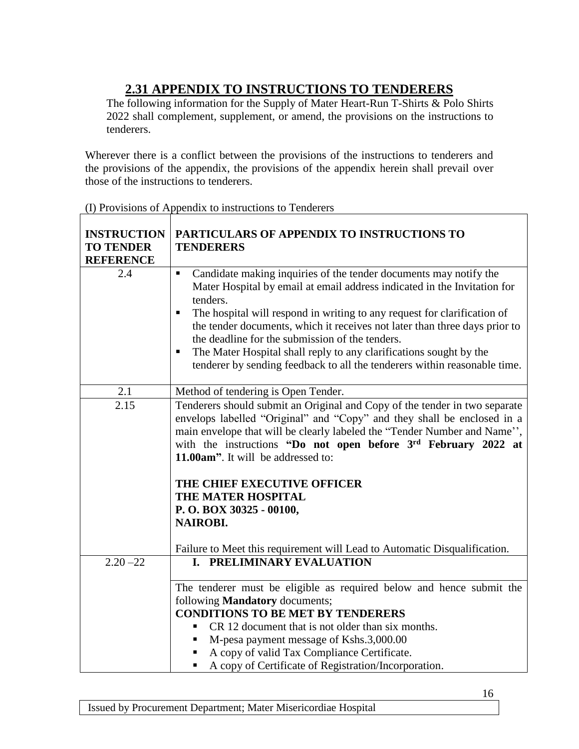## 2.31 APPENDIX TO INSTRUCTIONS TO TENDERERS

The following information for the Supply of Mater Heart-Run T-Shirts & Polo Shirts 2022 shall complement, supplement, or amend, the provisions on the instructions to tenderers.

Wherever there is a conflict between the provisions of the instructions to tenderers and the provisions of the appendix, the provisions of the appendix herein shall prevail over those of the instructions to tenderers.

(I) Provisions of Appendix to instructions to Tenderers

| INSTRUCTION TO TENDER REFERENCE | PARTICULARS OF APPENDIX TO INSTRUCTIONS TO TENDERERS |
|---|---|
| 2.4 | ▪ Candidate making inquiries of the tender documents may notify the Mater Hospital by email at email address indicated in the Invitation for tenders.<br>▪ The hospital will respond in writing to any request for clarification of the tender documents, which it receives not later than three days prior to the deadline for the submission of the tenders.<br>▪ The Mater Hospital shall reply to any clarifications sought by the tenderer by sending feedback to all the tenderers within reasonable time. |
| 2.1 | Method of tendering is Open Tender. |
| 2.15 | Tenderers should submit an Original and Copy of the tender in two separate envelops labelled "Original" and "Copy" and they shall be enclosed in a main envelope that will be clearly labeled the "Tender Number and Name'', with the instructions **"Do not open before 3rd February 2022 at 11.00am"**. It will be addressed to:<br><br>**THE CHIEF EXECUTIVE OFFICER**<br>**THE MATER HOSPITAL**<br>**P. O. BOX 30325 - 00100,**<br>**NAIROBI.**<br><br>Failure to Meet this requirement will Lead to Automatic Disqualification. |
| 2.20 –22 | **I. PRELIMINARY EVALUATION** |
| | The tenderer must be eligible as required below and hence submit the following **Mandatory** documents;<br>**CONDITIONS TO BE MET BY TENDERERS**<br>▪ CR 12 document that is not older than six months.<br>▪ M-pesa payment message of Kshs.3,000.00<br>▪ A copy of valid Tax Compliance Certificate.<br>▪ A copy of Certificate of Registration/Incorporation. |

Issued by Procurement Department; Mater Misericordiae Hospital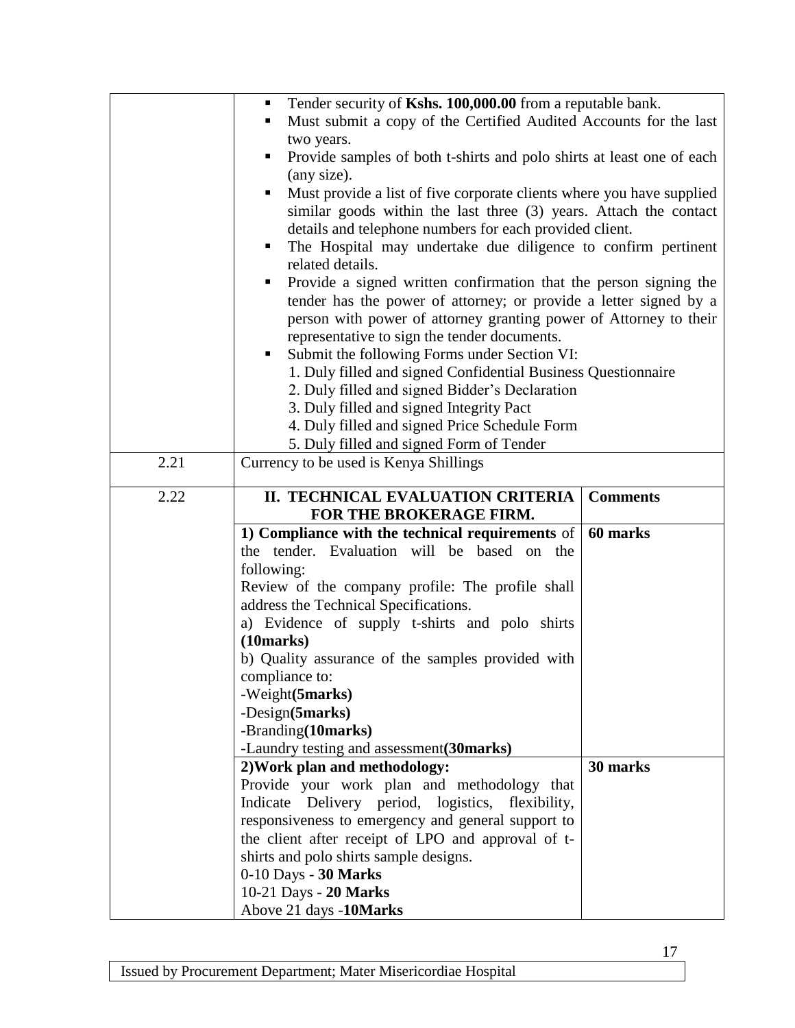| | | |
|---|---|---|
| | ▪ Tender security of **Kshs. 100,000.00** from a reputable bank.<br>▪ Must submit a copy of the Certified Audited Accounts for the last two years.<br>▪ Provide samples of both t-shirts and polo shirts at least one of each (any size).<br>▪ Must provide a list of five corporate clients where you have supplied similar goods within the last three (3) years. Attach the contact details and telephone numbers for each provided client.<br>▪ The Hospital may undertake due diligence to confirm pertinent related details.<br>▪ Provide a signed written confirmation that the person signing the tender has the power of attorney; or provide a letter signed by a person with power of attorney granting power of Attorney to their representative to sign the tender documents.<br>▪ Submit the following Forms under Section VI:<br>1. Duly filled and signed Confidential Business Questionnaire<br>2. Duly filled and signed Bidder's Declaration<br>3. Duly filled and signed Integrity Pact<br>4. Duly filled and signed Price Schedule Form<br>5. Duly filled and signed Form of Tender | |
| 2.21 | Currency to be used is Kenya Shillings | |
| 2.22 | **II. TECHNICAL EVALUATION CRITERIA FOR THE BROKERAGE FIRM.** | **Comments** |
| | **1) Compliance with the technical requirements** of the tender. Evaluation will be based on the following:<br>Review of the company profile: The profile shall address the Technical Specifications.<br>a) Evidence of supply t-shirts and polo shirts **(10marks)**<br>b) Quality assurance of the samples provided with compliance to:<br>-Weight**(5marks)**<br>-Design**(5marks)**<br>-Branding**(10marks)**<br>-Laundry testing and assessment**(30marks)** | **60 marks** |
| | **2)Work plan and methodology:**<br>Provide your work plan and methodology that Indicate Delivery period, logistics, flexibility, responsiveness to emergency and general support to the client after receipt of LPO and approval of t-shirts and polo shirts sample designs.<br>0-10 Days - **30 Marks**<br>10-21 Days - **20 Marks**<br>Above 21 days -**10Marks** | **30 marks** |

Issued by Procurement Department; Mater Misericordiae Hospital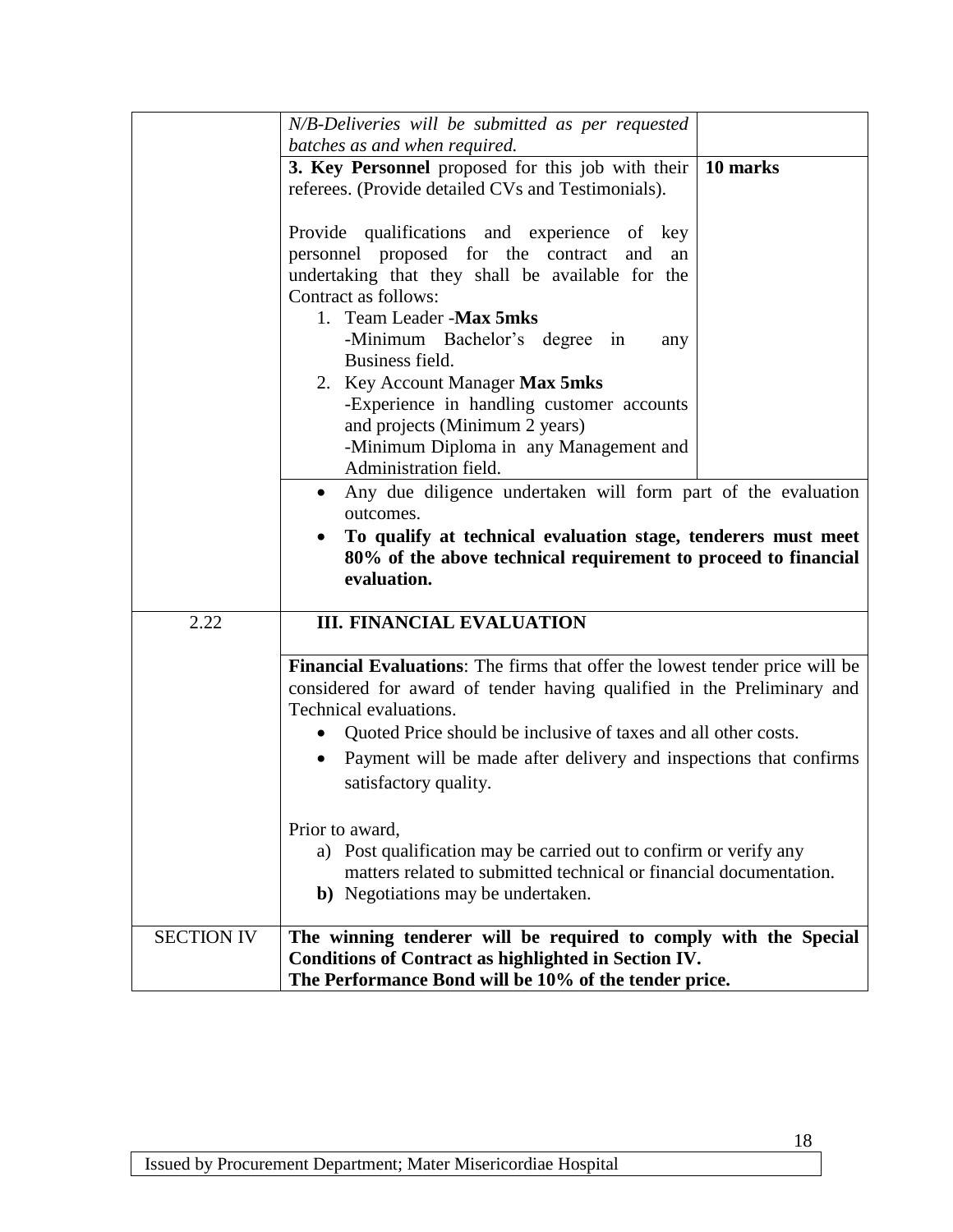| | | |
|---|---|---|
| | *N/B-Deliveries will be submitted as per requested batches as and when required.* | |
| | **3. Key Personnel** proposed for this job with their referees. (Provide detailed CVs and Testimonials).<br><br>Provide qualifications and experience of key personnel proposed for the contract and an undertaking that they shall be available for the Contract as follows:<br>1. Team Leader -**Max 5mks**<br>-Minimum Bachelor's degree in any Business field.<br>2. Key Account Manager **Max 5mks**<br>-Experience in handling customer accounts and projects (Minimum 2 years)<br>-Minimum Diploma in any Management and Administration field. | **10 marks** |
| | • Any due diligence undertaken will form part of the evaluation outcomes.<br>• **To qualify at technical evaluation stage, tenderers must meet 80% of the above technical requirement to proceed to financial evaluation.** | |
| 2.22 | **III. FINANCIAL EVALUATION**<br><br>**Financial Evaluations**: The firms that offer the lowest tender price will be considered for award of tender having qualified in the Preliminary and Technical evaluations.<br>• Quoted Price should be inclusive of taxes and all other costs.<br>• Payment will be made after delivery and inspections that confirms satisfactory quality.<br><br>Prior to award,<br>a) Post qualification may be carried out to confirm or verify any matters related to submitted technical or financial documentation.<br>**b)** Negotiations may be undertaken. | |
| SECTION IV | **The winning tenderer will be required to comply with the Special Conditions of Contract as highlighted in Section IV.**<br>**The Performance Bond will be 10% of the tender price.** | |

Issued by Procurement Department; Mater Misericordiae Hospital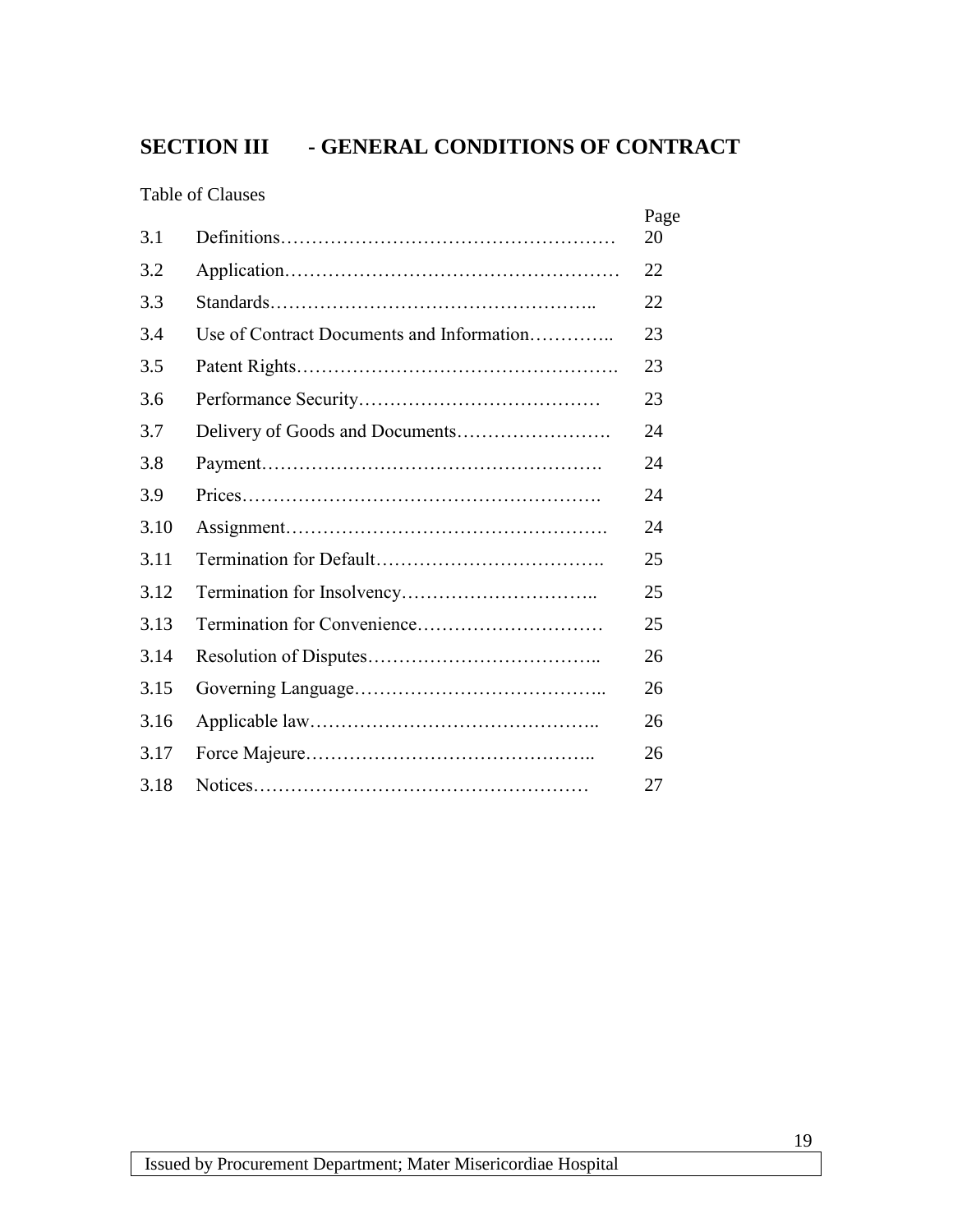# SECTION III - GENERAL CONDITIONS OF CONTRACT

Table of Clauses

| | | Page |
|---|---|---|
| 3.1 | Definitions………………………………………………… | 20 |
| 3.2 | Application……………………………………………… | 22 |
| 3.3 | Standards…………………………………………….. | 22 |
| 3.4 | Use of Contract Documents and Information………….. | 23 |
| 3.5 | Patent Rights……………………………………………. | 23 |
| 3.6 | Performance Security………………………………… | 23 |
| 3.7 | Delivery of Goods and Documents……………………. | 24 |
| 3.8 | Payment………………………………………………. | 24 |
| 3.9 | Prices…………………………………………………. | 24 |
| 3.10 | Assignment……………………………………………. | 24 |
| 3.11 | Termination for Default………………………………. | 25 |
| 3.12 | Termination for Insolvency………………………….. | 25 |
| 3.13 | Termination for Convenience………………………… | 25 |
| 3.14 | Resolution of Disputes……………………………….. | 26 |
| 3.15 | Governing Language………………………………….. | 26 |
| 3.16 | Applicable law……………………………………….. | 26 |
| 3.17 | Force Majeure……………………………………….. | 26 |
| 3.18 | Notices……………………………………………… | 27 |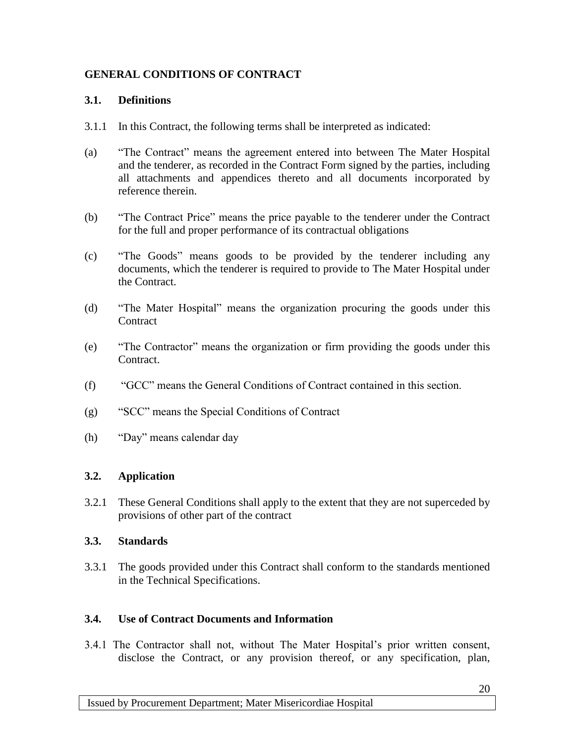## GENERAL CONDITIONS OF CONTRACT

### 3.1. Definitions

3.1.1 In this Contract, the following terms shall be interpreted as indicated:

(a) "The Contract" means the agreement entered into between The Mater Hospital and the tenderer, as recorded in the Contract Form signed by the parties, including all attachments and appendices thereto and all documents incorporated by reference therein.

(b) "The Contract Price" means the price payable to the tenderer under the Contract for the full and proper performance of its contractual obligations

(c) "The Goods" means goods to be provided by the tenderer including any documents, which the tenderer is required to provide to The Mater Hospital under the Contract.

(d) "The Mater Hospital" means the organization procuring the goods under this Contract

(e) "The Contractor" means the organization or firm providing the goods under this Contract.

(f) "GCC" means the General Conditions of Contract contained in this section.

(g) "SCC" means the Special Conditions of Contract

(h) "Day" means calendar day

### 3.2. Application

3.2.1 These General Conditions shall apply to the extent that they are not superceded by provisions of other part of the contract

### 3.3. Standards

3.3.1 The goods provided under this Contract shall conform to the standards mentioned in the Technical Specifications.

### 3.4. Use of Contract Documents and Information

3.4.1 The Contractor shall not, without The Mater Hospital's prior written consent, disclose the Contract, or any provision thereof, or any specification, plan,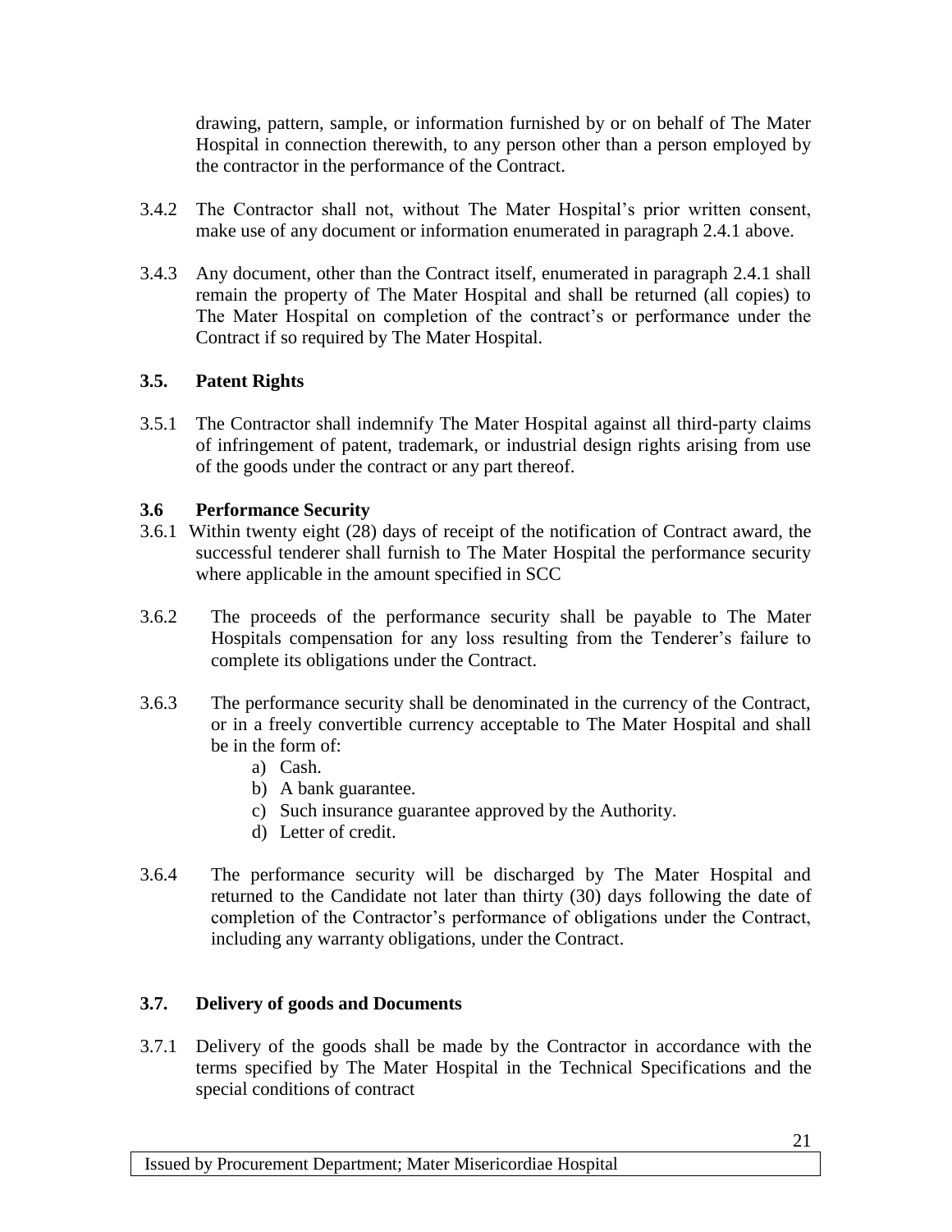drawing, pattern, sample, or information furnished by or on behalf of The Mater Hospital in connection therewith, to any person other than a person employed by the contractor in the performance of the Contract.

3.4.2 The Contractor shall not, without The Mater Hospital's prior written consent, make use of any document or information enumerated in paragraph 2.4.1 above.

3.4.3 Any document, other than the Contract itself, enumerated in paragraph 2.4.1 shall remain the property of The Mater Hospital and shall be returned (all copies) to The Mater Hospital on completion of the contract's or performance under the Contract if so required by The Mater Hospital.

### 3.5. Patent Rights

3.5.1 The Contractor shall indemnify The Mater Hospital against all third-party claims of infringement of patent, trademark, or industrial design rights arising from use of the goods under the contract or any part thereof.

### 3.6 Performance Security

3.6.1 Within twenty eight (28) days of receipt of the notification of Contract award, the successful tenderer shall furnish to The Mater Hospital the performance security where applicable in the amount specified in SCC

3.6.2 The proceeds of the performance security shall be payable to The Mater Hospitals compensation for any loss resulting from the Tenderer's failure to complete its obligations under the Contract.

3.6.3 The performance security shall be denominated in the currency of the Contract, or in a freely convertible currency acceptable to The Mater Hospital and shall be in the form of:

a) Cash.
b) A bank guarantee.
c) Such insurance guarantee approved by the Authority.
d) Letter of credit.

3.6.4 The performance security will be discharged by The Mater Hospital and returned to the Candidate not later than thirty (30) days following the date of completion of the Contractor's performance of obligations under the Contract, including any warranty obligations, under the Contract.

### 3.7. Delivery of goods and Documents

3.7.1 Delivery of the goods shall be made by the Contractor in accordance with the terms specified by The Mater Hospital in the Technical Specifications and the special conditions of contract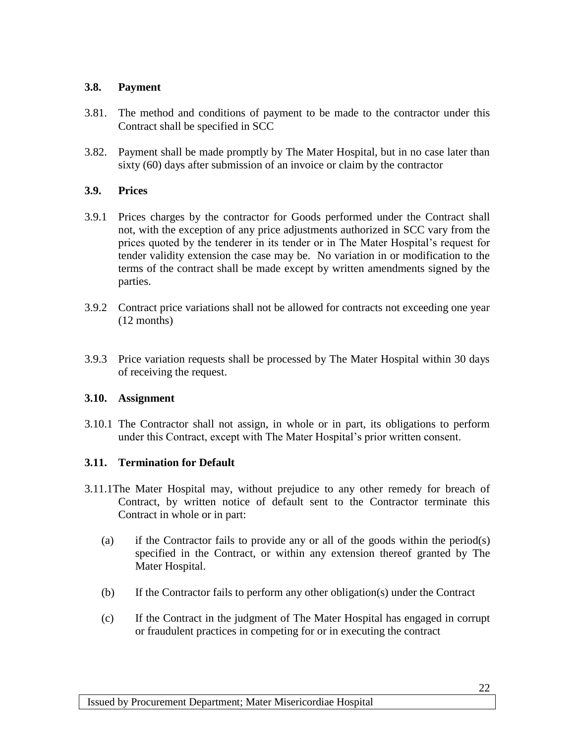### 3.8. Payment

3.81. The method and conditions of payment to be made to the contractor under this Contract shall be specified in SCC

3.82. Payment shall be made promptly by The Mater Hospital, but in no case later than sixty (60) days after submission of an invoice or claim by the contractor

### 3.9. Prices

3.9.1 Prices charges by the contractor for Goods performed under the Contract shall not, with the exception of any price adjustments authorized in SCC vary from the prices quoted by the tenderer in its tender or in The Mater Hospital's request for tender validity extension the case may be. No variation in or modification to the terms of the contract shall be made except by written amendments signed by the parties.

3.9.2 Contract price variations shall not be allowed for contracts not exceeding one year (12 months)

3.9.3 Price variation requests shall be processed by The Mater Hospital within 30 days of receiving the request.

### 3.10. Assignment

3.10.1 The Contractor shall not assign, in whole or in part, its obligations to perform under this Contract, except with The Mater Hospital's prior written consent.

### 3.11. Termination for Default

3.11.1 The Mater Hospital may, without prejudice to any other remedy for breach of Contract, by written notice of default sent to the Contractor terminate this Contract in whole or in part:

(a) if the Contractor fails to provide any or all of the goods within the period(s) specified in the Contract, or within any extension thereof granted by The Mater Hospital.

(b) If the Contractor fails to perform any other obligation(s) under the Contract

(c) If the Contract in the judgment of The Mater Hospital has engaged in corrupt or fraudulent practices in competing for or in executing the contract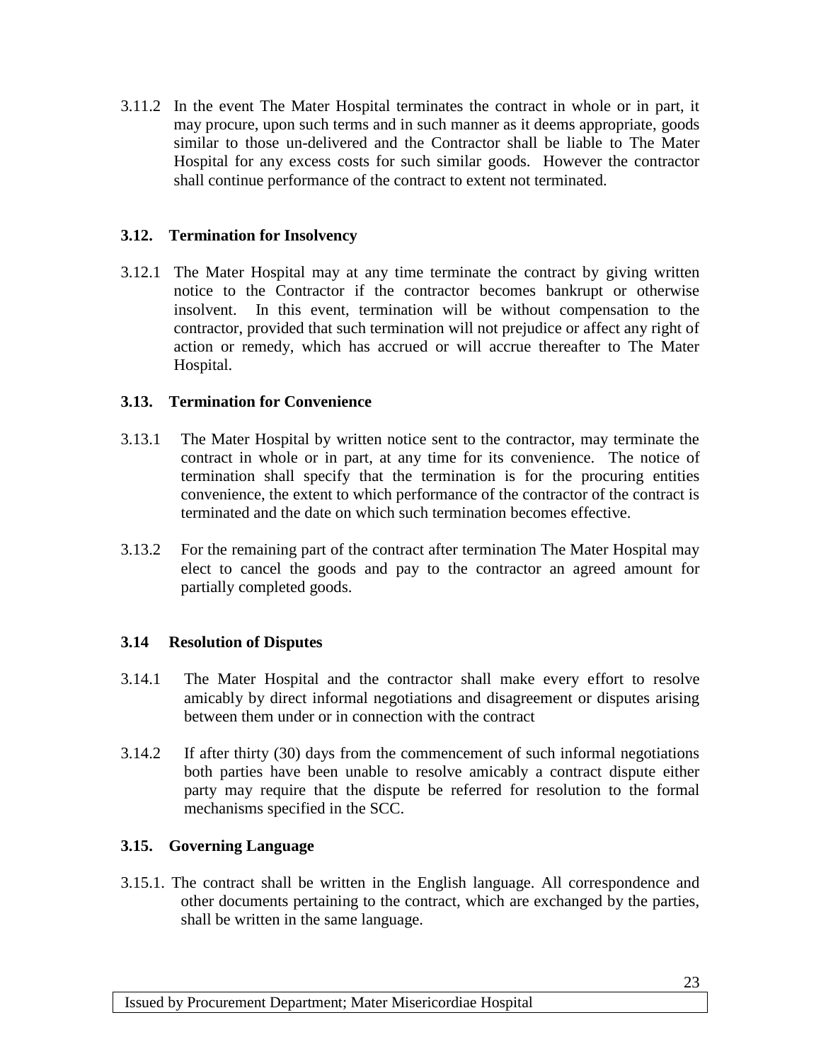3.11.2 In the event The Mater Hospital terminates the contract in whole or in part, it may procure, upon such terms and in such manner as it deems appropriate, goods similar to those un-delivered and the Contractor shall be liable to The Mater Hospital for any excess costs for such similar goods. However the contractor shall continue performance of the contract to extent not terminated.

### 3.12. Termination for Insolvency

3.12.1 The Mater Hospital may at any time terminate the contract by giving written notice to the Contractor if the contractor becomes bankrupt or otherwise insolvent. In this event, termination will be without compensation to the contractor, provided that such termination will not prejudice or affect any right of action or remedy, which has accrued or will accrue thereafter to The Mater Hospital.

### 3.13. Termination for Convenience

3.13.1 The Mater Hospital by written notice sent to the contractor, may terminate the contract in whole or in part, at any time for its convenience. The notice of termination shall specify that the termination is for the procuring entities convenience, the extent to which performance of the contractor of the contract is terminated and the date on which such termination becomes effective.

3.13.2 For the remaining part of the contract after termination The Mater Hospital may elect to cancel the goods and pay to the contractor an agreed amount for partially completed goods.

### 3.14 Resolution of Disputes

3.14.1 The Mater Hospital and the contractor shall make every effort to resolve amicably by direct informal negotiations and disagreement or disputes arising between them under or in connection with the contract

3.14.2 If after thirty (30) days from the commencement of such informal negotiations both parties have been unable to resolve amicably a contract dispute either party may require that the dispute be referred for resolution to the formal mechanisms specified in the SCC.

### 3.15. Governing Language

3.15.1. The contract shall be written in the English language. All correspondence and other documents pertaining to the contract, which are exchanged by the parties, shall be written in the same language.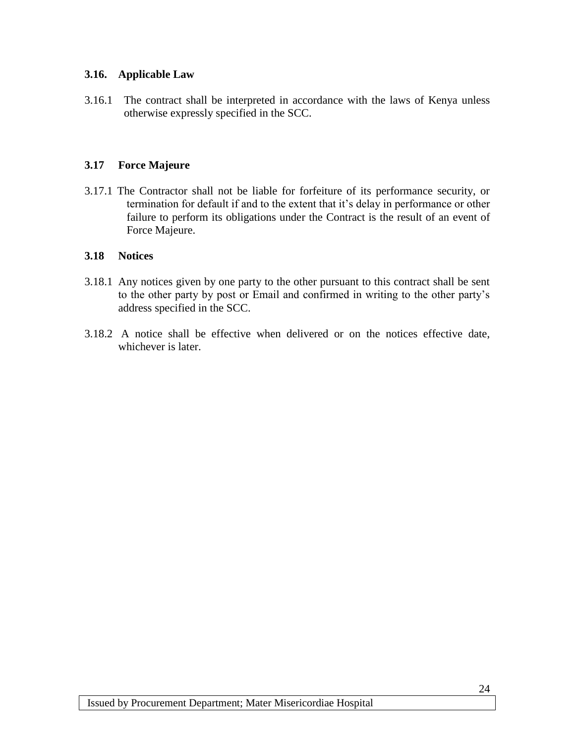### 3.16. Applicable Law

3.16.1 The contract shall be interpreted in accordance with the laws of Kenya unless otherwise expressly specified in the SCC.

### 3.17 Force Majeure

3.17.1 The Contractor shall not be liable for forfeiture of its performance security, or termination for default if and to the extent that it's delay in performance or other failure to perform its obligations under the Contract is the result of an event of Force Majeure.

### 3.18 Notices

3.18.1 Any notices given by one party to the other pursuant to this contract shall be sent to the other party by post or Email and confirmed in writing to the other party's address specified in the SCC.

3.18.2 A notice shall be effective when delivered or on the notices effective date, whichever is later.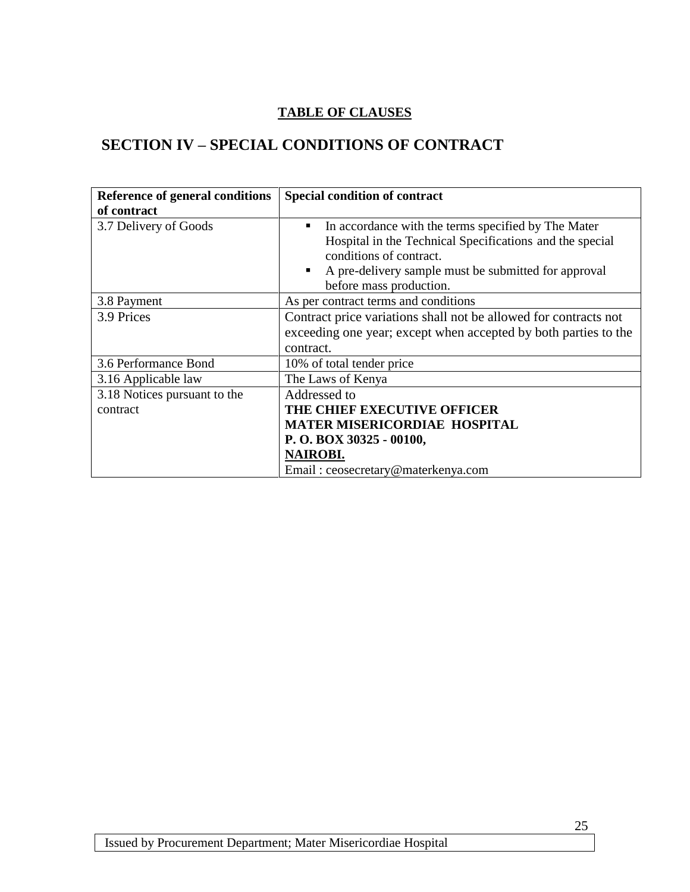**TABLE OF CLAUSES**

# SECTION IV – SPECIAL CONDITIONS OF CONTRACT

| Reference of general conditions of contract | Special condition of contract |
|---|---|
| 3.7 Delivery of Goods | ▪ In accordance with the terms specified by The Mater Hospital in the Technical Specifications and the special conditions of contract.<br>▪ A pre-delivery sample must be submitted for approval before mass production. |
| 3.8 Payment | As per contract terms and conditions |
| 3.9 Prices | Contract price variations shall not be allowed for contracts not exceeding one year; except when accepted by both parties to the contract. |
| 3.6 Performance Bond | 10% of total tender price |
| 3.16 Applicable law | The Laws of Kenya |
| 3.18 Notices pursuant to the contract | Addressed to<br>**THE CHIEF EXECUTIVE OFFICER**<br>**MATER MISERICORDIAE HOSPITAL**<br>**P. O. BOX 30325 - 00100,**<br>**NAIROBI.**<br>Email : ceosecretary@materkenya.com |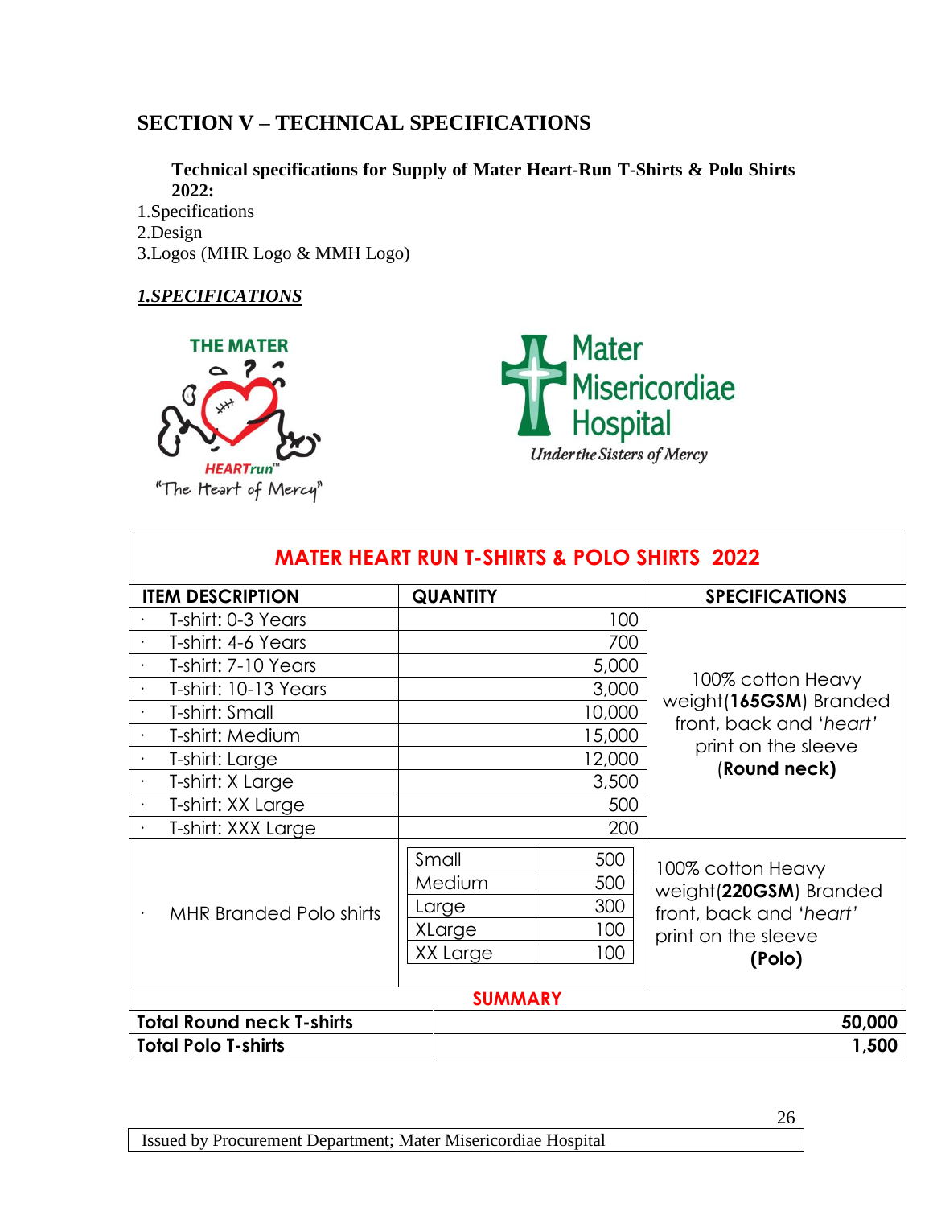## SECTION V – TECHNICAL SPECIFICATIONS

**Technical specifications for Supply of Mater Heart-Run T-Shirts & Polo Shirts 2022:**

1.Specifications
2.Design
3.Logos (MHR Logo & MMH Logo)

***1.SPECIFICATIONS***

THE MATER HEARTrun™ "The Heart of Mercy"

Mater Misericordiae Hospital *Under the Sisters of Mercy*

| MATER HEART RUN T-SHIRTS & POLO SHIRTS 2022 | | | |
|---|---|---|---|
| **ITEM DESCRIPTION** | **QUANTITY** | | **SPECIFICATIONS** |
| · T-shirt: 0-3 Years | | 100 | 100% cotton Heavy weight(**165GSM**) Branded front, back and '*heart*' print on the sleeve (**Round neck)** |
| · T-shirt: 4-6 Years | | 700 | |
| · T-shirt: 7-10 Years | | 5,000 | |
| · T-shirt: 10-13 Years | | 3,000 | |
| · T-shirt: Small | | 10,000 | |
| · T-shirt: Medium | | 15,000 | |
| · T-shirt: Large | | 12,000 | |
| · T-shirt: X Large | | 3,500 | |
| · T-shirt: XX Large | | 500 | |
| · T-shirt: XXX Large | | 200 | |
| · MHR Branded Polo shirts | Small | 500 | 100% cotton Heavy weight(**220GSM**) Branded front, back and '*heart*' print on the sleeve **(Polo)** |
| | Medium | 500 | |
| | Large | 300 | |
| | XLarge | 100 | |
| | XX Large | 100 | |
| **SUMMARY** | | | |
| **Total Round neck T-shirts** | | | **50,000** |
| **Total Polo T-shirts** | | | **1,500** |

Issued by Procurement Department; Mater Misericordiae Hospital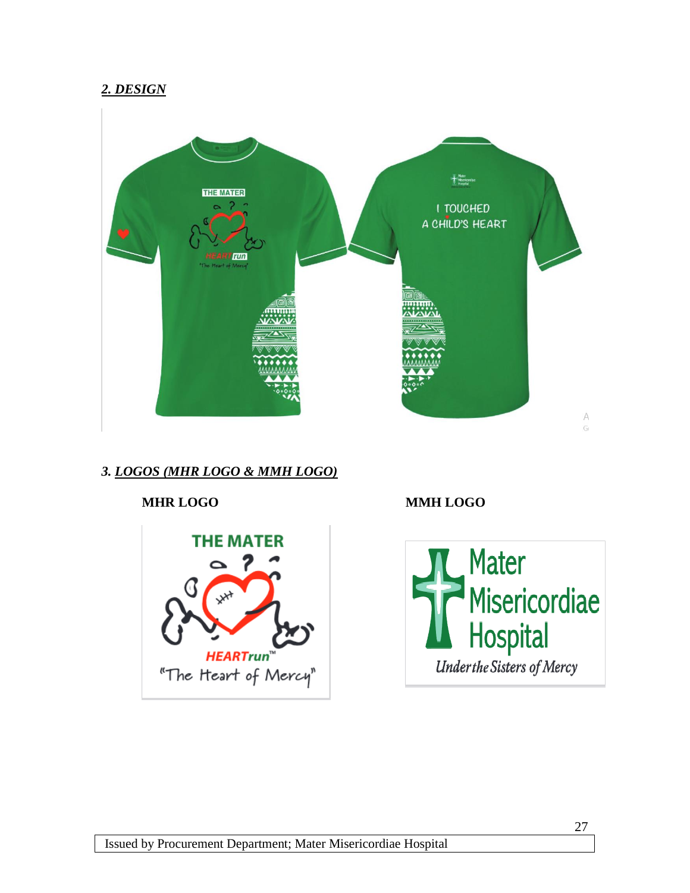## *2. DESIGN*

## *3. LOGOS (MHR LOGO & MMH LOGO)*

**MHR LOGO**

**MMH LOGO**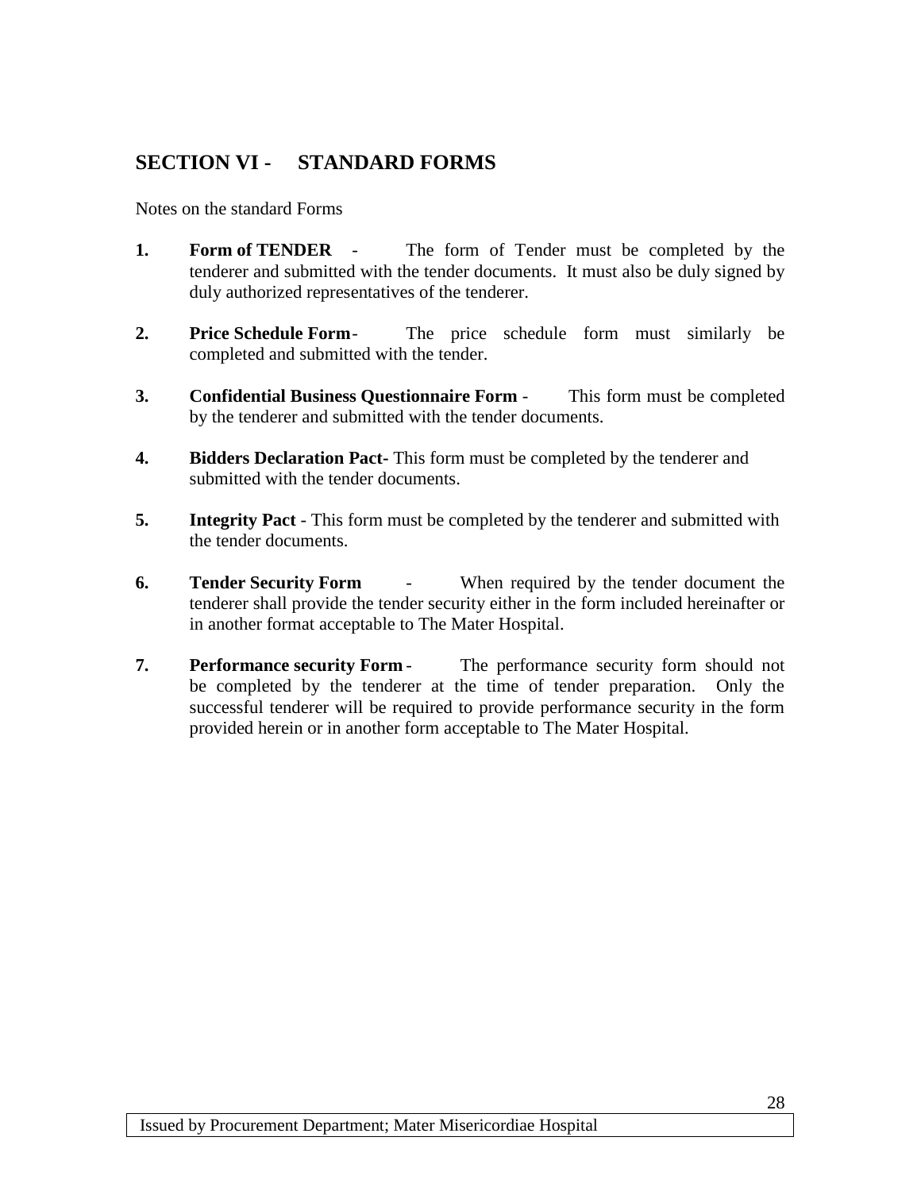## SECTION VI - STANDARD FORMS

Notes on the standard Forms

1. **Form of TENDER** - The form of Tender must be completed by the tenderer and submitted with the tender documents. It must also be duly signed by duly authorized representatives of the tenderer.

2. **Price Schedule Form**- The price schedule form must similarly be completed and submitted with the tender.

3. **Confidential Business Questionnaire Form** - This form must be completed by the tenderer and submitted with the tender documents.

4. **Bidders Declaration Pact**- This form must be completed by the tenderer and submitted with the tender documents.

5. **Integrity Pact** - This form must be completed by the tenderer and submitted with the tender documents.

6. **Tender Security Form** - When required by the tender document the tenderer shall provide the tender security either in the form included hereinafter or in another format acceptable to The Mater Hospital.

7. **Performance security Form** - The performance security form should not be completed by the tenderer at the time of tender preparation. Only the successful tenderer will be required to provide performance security in the form provided herein or in another form acceptable to The Mater Hospital.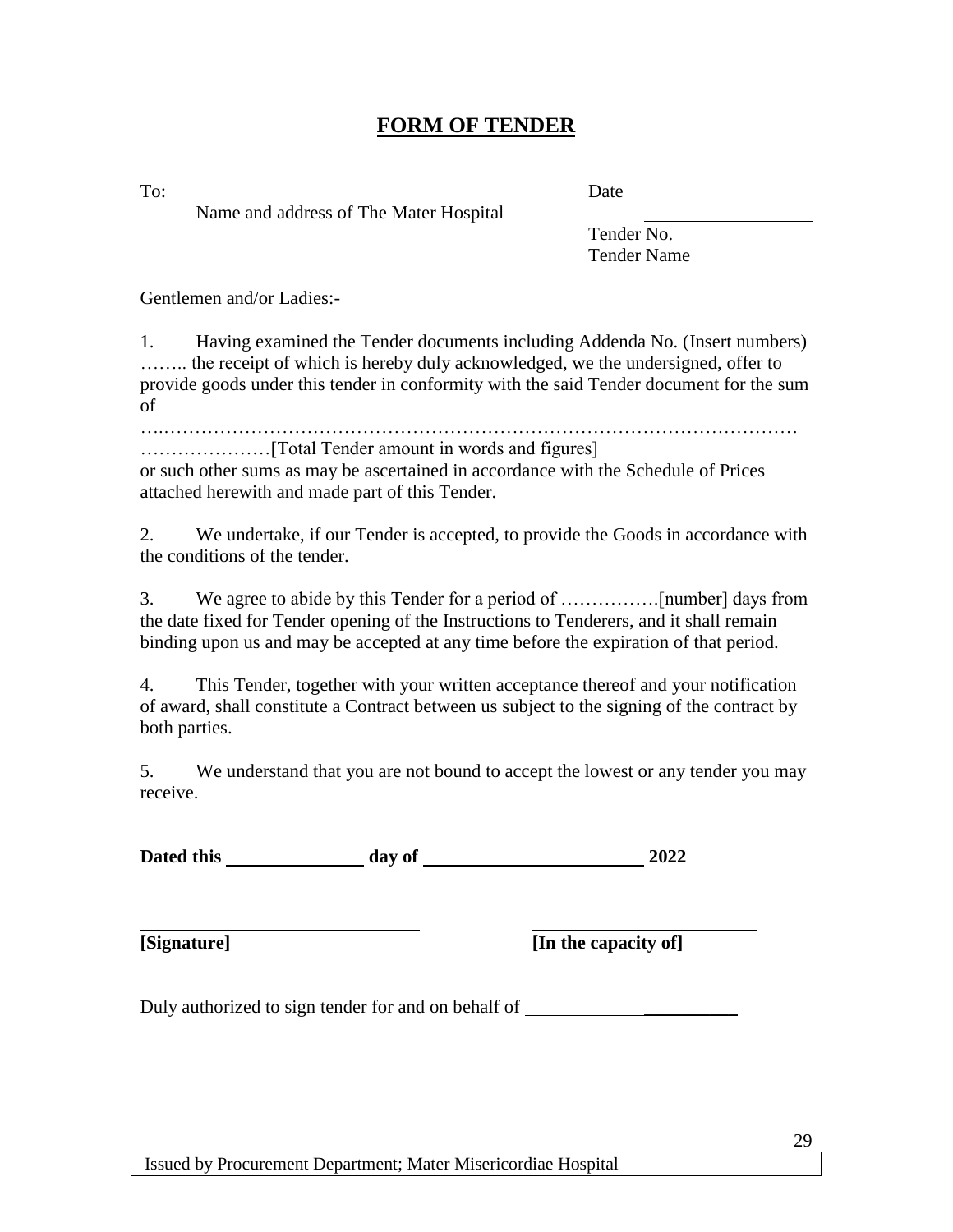# FORM OF TENDER

To: 

Name and address of The Mater Hospital

Date ____________________

Tender No.

Tender Name

Gentlemen and/or Ladies:-

1. Having examined the Tender documents including Addenda No. (Insert numbers) …….. the receipt of which is hereby duly acknowledged, we the undersigned, offer to provide goods under this tender in conformity with the said Tender document for the sum of

…..……………………………………………………………………………………… …………………[Total Tender amount in words and figures] or such other sums as may be ascertained in accordance with the Schedule of Prices attached herewith and made part of this Tender.

2. We undertake, if our Tender is accepted, to provide the Goods in accordance with the conditions of the tender.

3. We agree to abide by this Tender for a period of …………….[number] days from the date fixed for Tender opening of the Instructions to Tenderers, and it shall remain binding upon us and may be accepted at any time before the expiration of that period.

4. This Tender, together with your written acceptance thereof and your notification of award, shall constitute a Contract between us subject to the signing of the contract by both parties.

5. We understand that you are not bound to accept the lowest or any tender you may receive.

**Dated this ______________ day of ________________________ 2022**

______________________________ ________________________

**[Signature]** **[In the capacity of]**

Duly authorized to sign tender for and on behalf of ______________________

Issued by Procurement Department; Mater Misericordiae Hospital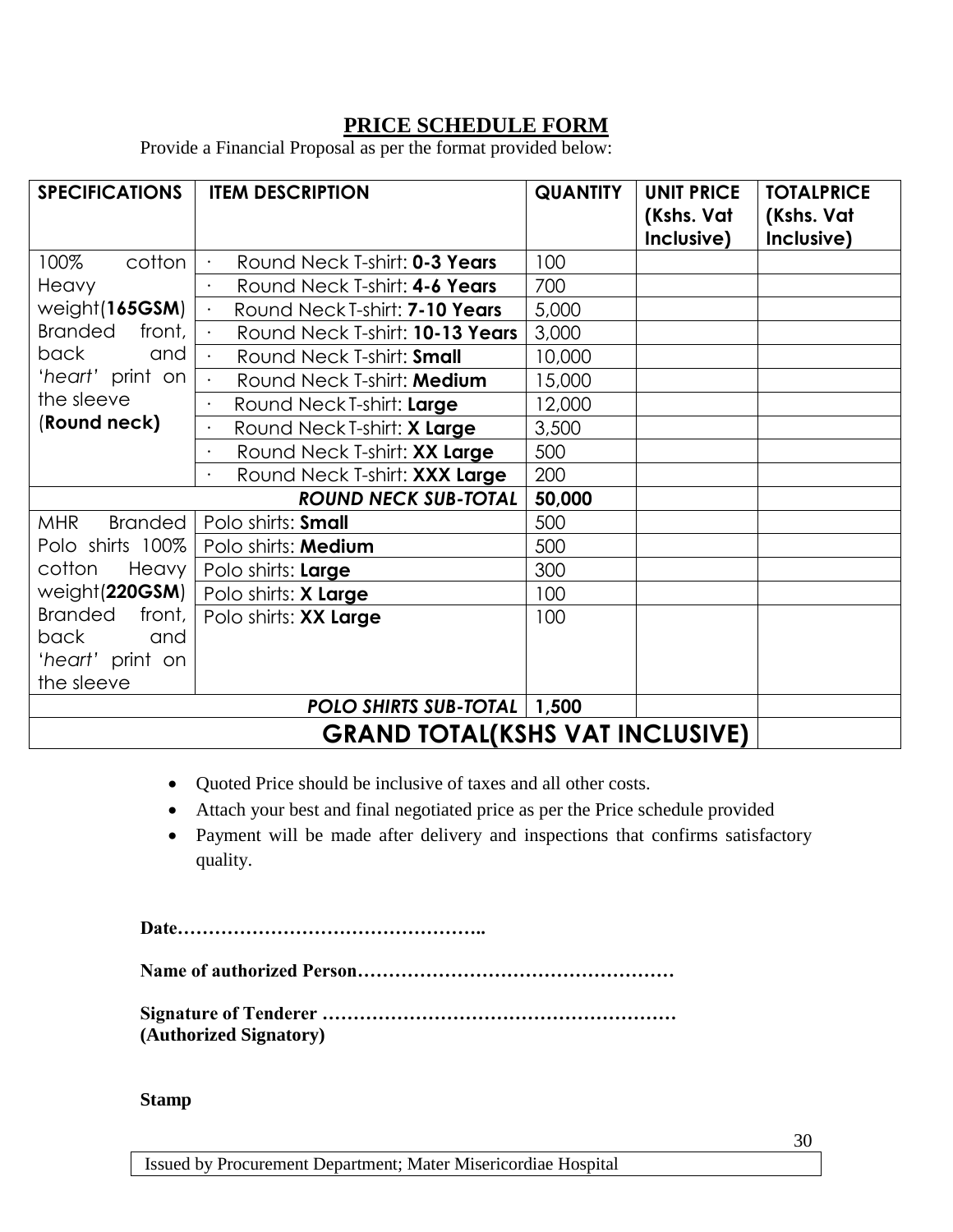# PRICE SCHEDULE FORM

Provide a Financial Proposal as per the format provided below:

| SPECIFICATIONS | ITEM DESCRIPTION | QUANTITY | UNIT PRICE (Kshs. Vat Inclusive) | TOTALPRICE (Kshs. Vat Inclusive) |
|---|---|---|---|---|
| 100% cotton Heavy weight(**165GSM**) Branded front, back and '*heart*' print on the sleeve (**Round neck**) | · Round Neck T-shirt: **0-3 Years** | 100 | | |
| | · Round Neck T-shirt: **4-6 Years** | 700 | | |
| | · Round Neck T-shirt: **7-10 Years** | 5,000 | | |
| | · Round Neck T-shirt: **10-13 Years** | 3,000 | | |
| | · Round Neck T-shirt: **Small** | 10,000 | | |
| | · Round Neck T-shirt: **Medium** | 15,000 | | |
| | · Round Neck T-shirt: **Large** | 12,000 | | |
| | · Round Neck T-shirt: **X Large** | 3,500 | | |
| | · Round Neck T-shirt: **XX Large** | 500 | | |
| | · Round Neck T-shirt: **XXX Large** | 200 | | |
| | ***ROUND NECK SUB-TOTAL*** | **50,000** | | |
| MHR Branded Polo shirts 100% cotton Heavy weight(**220GSM**) Branded front, back and '*heart*' print on the sleeve | Polo shirts: **Small** | 500 | | |
| | Polo shirts: **Medium** | 500 | | |
| | Polo shirts: **Large** | 300 | | |
| | Polo shirts: **X Large** | 100 | | |
| | Polo shirts: **XX Large** | 100 | | |
| | ***POLO SHIRTS SUB-TOTAL*** | **1,500** | | |
| **GRAND TOTAL(KSHS VAT INCLUSIVE)** | | | | |

- Quoted Price should be inclusive of taxes and all other costs.
- Attach your best and final negotiated price as per the Price schedule provided
- Payment will be made after delivery and inspections that confirms satisfactory quality.

**Date…………………………………………..**

**Name of authorized Person……………………………………………**

**Signature of Tenderer …………………………………………………**
**(Authorized Signatory)**

**Stamp**

Issued by Procurement Department; Mater Misericordiae Hospital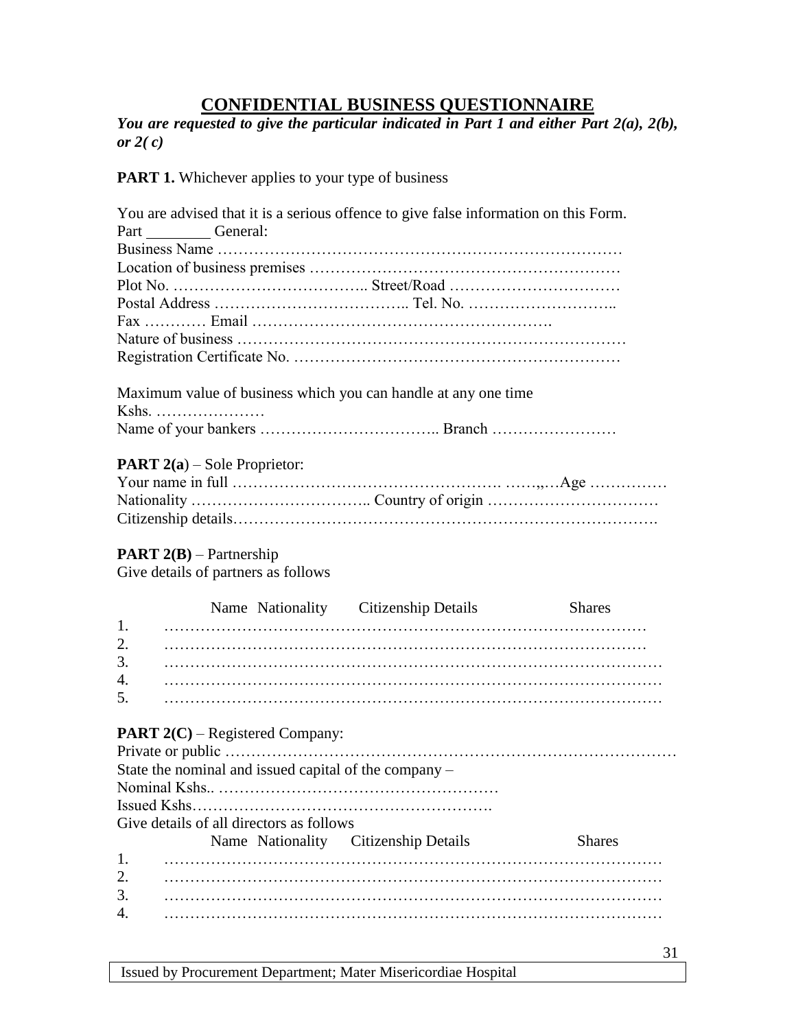# CONFIDENTIAL BUSINESS QUESTIONNAIRE

***You are requested to give the particular indicated in Part 1 and either Part 2(a), 2(b), or 2( c)***

**PART 1.** Whichever applies to your type of business

You are advised that it is a serious offence to give false information on this Form.

Part ________ General:

Business Name …………………………………………………………………

Location of business premises ……………………………………………………

Plot No. ……………….……………….. Street/Road ……………………………

Postal Address ……………………………….. Tel. No. ………………………..

Fax ………… Email ………………………………………………….

Nature of business ………………………………………………………………

Registration Certificate No. ……………………………………………………

Maximum value of business which you can handle at any one time

Kshs. …………………

Name of your bankers …………………………….. Branch ……………………

**PART 2(a)** – Sole Proprietor:

Your name in full …………………………………………. ……„…Age …………

Nationality …………………………….. Country of origin ……………………………

Citizenship details…………………………………………………………………….

**PART 2(B)** – Partnership

Give details of partners as follows

| | Name | Nationality | Citizenship Details | Shares |
|---|---|---|---|---|
| 1. | | | | |
| 2. | | | | |
| 3. | | | | |
| 4. | | | | |
| 5. | | | | |

**PART 2(C)** – Registered Company:

Private or public ………………………………………………………………………

State the nominal and issued capital of the company –

Nominal Kshs.. ………………………………………………

Issued Kshs………………………………………………….

Give details of all directors as follows

| | Name | Nationality | Citizenship Details | Shares |
|---|---|---|---|---|
| 1. | | | | |
| 2. | | | | |
| 3. | | | | |
| 4. | | | | |

Issued by Procurement Department; Mater Misericordiae Hospital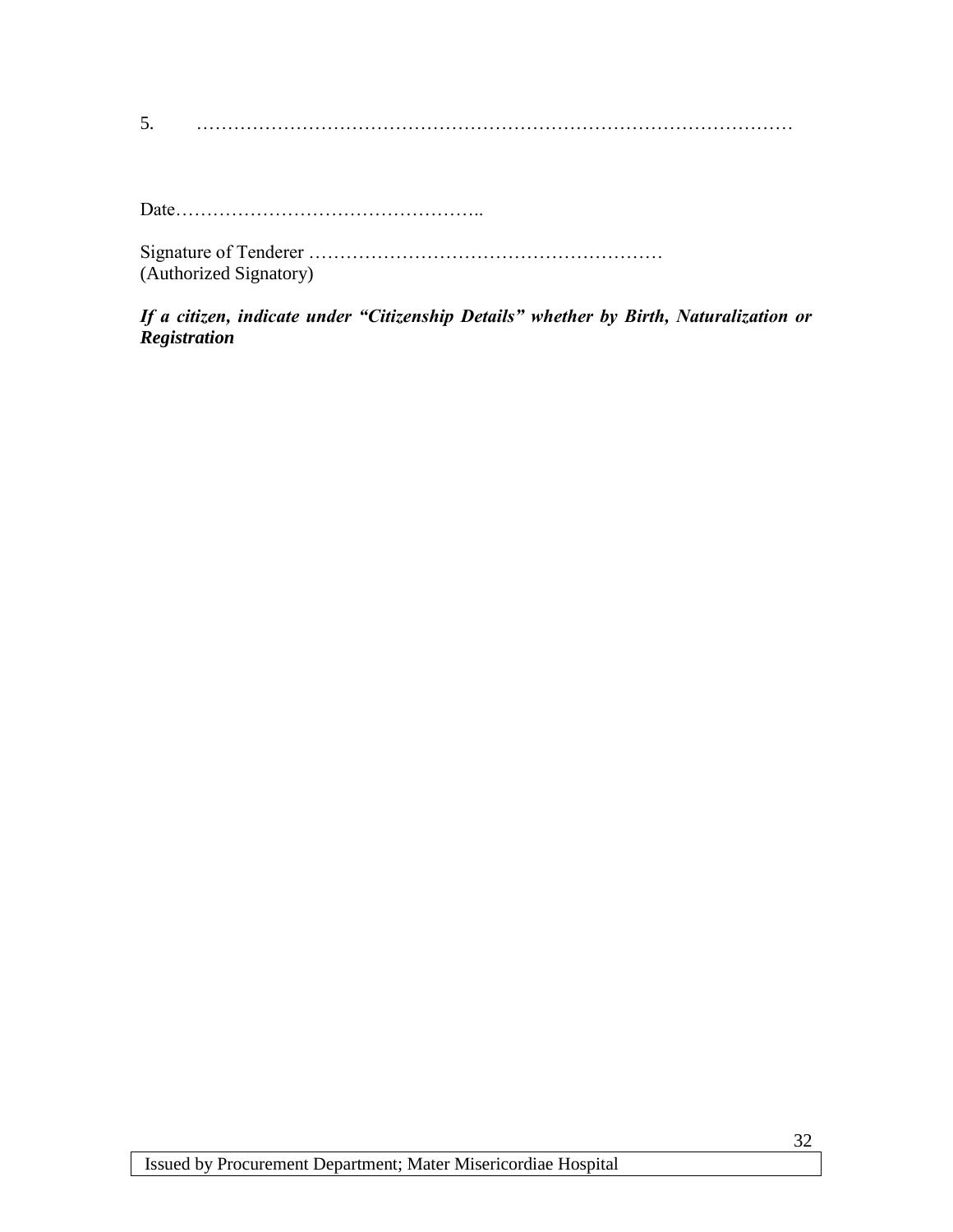5. ……………………………………………………………………………………

Date…………………………………………..

Signature of Tenderer …………………………………………………
(Authorized Signatory)

***If a citizen, indicate under "Citizenship Details" whether by Birth, Naturalization or Registration***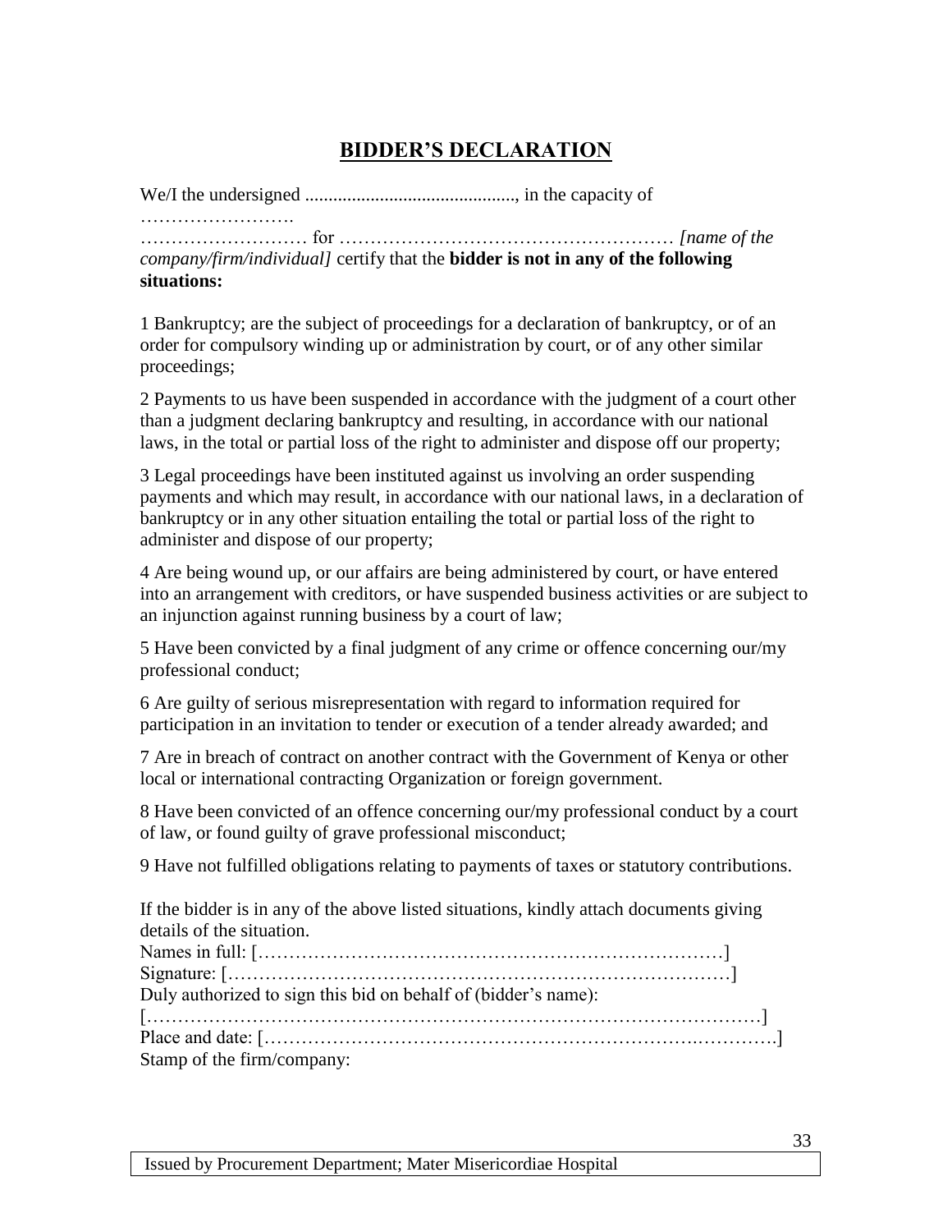# BIDDER'S DECLARATION

We/I the undersigned ............................................., in the capacity of ……………………. ……………………… for …………………………………………… *[name of the company/firm/individual]* certify that the **bidder is not in any of the following situations:**

1 Bankruptcy; are the subject of proceedings for a declaration of bankruptcy, or of an order for compulsory winding up or administration by court, or of any other similar proceedings;

2 Payments to us have been suspended in accordance with the judgment of a court other than a judgment declaring bankruptcy and resulting, in accordance with our national laws, in the total or partial loss of the right to administer and dispose off our property;

3 Legal proceedings have been instituted against us involving an order suspending payments and which may result, in accordance with our national laws, in a declaration of bankruptcy or in any other situation entailing the total or partial loss of the right to administer and dispose of our property;

4 Are being wound up, or our affairs are being administered by court, or have entered into an arrangement with creditors, or have suspended business activities or are subject to an injunction against running business by a court of law;

5 Have been convicted by a final judgment of any crime or offence concerning our/my professional conduct;

6 Are guilty of serious misrepresentation with regard to information required for participation in an invitation to tender or execution of a tender already awarded; and

7 Are in breach of contract on another contract with the Government of Kenya or other local or international contracting Organization or foreign government.

8 Have been convicted of an offence concerning our/my professional conduct by a court of law, or found guilty of grave professional misconduct;

9 Have not fulfilled obligations relating to payments of taxes or statutory contributions.

If the bidder is in any of the above listed situations, kindly attach documents giving details of the situation.

Names in full: [……………………………………………………………………]

Signature: [………………………………………………………………………]

Duly authorized to sign this bid on behalf of (bidder's name):

[……………………………………………………………………………………]

Place and date: […………………………………………………………..………….]

Stamp of the firm/company: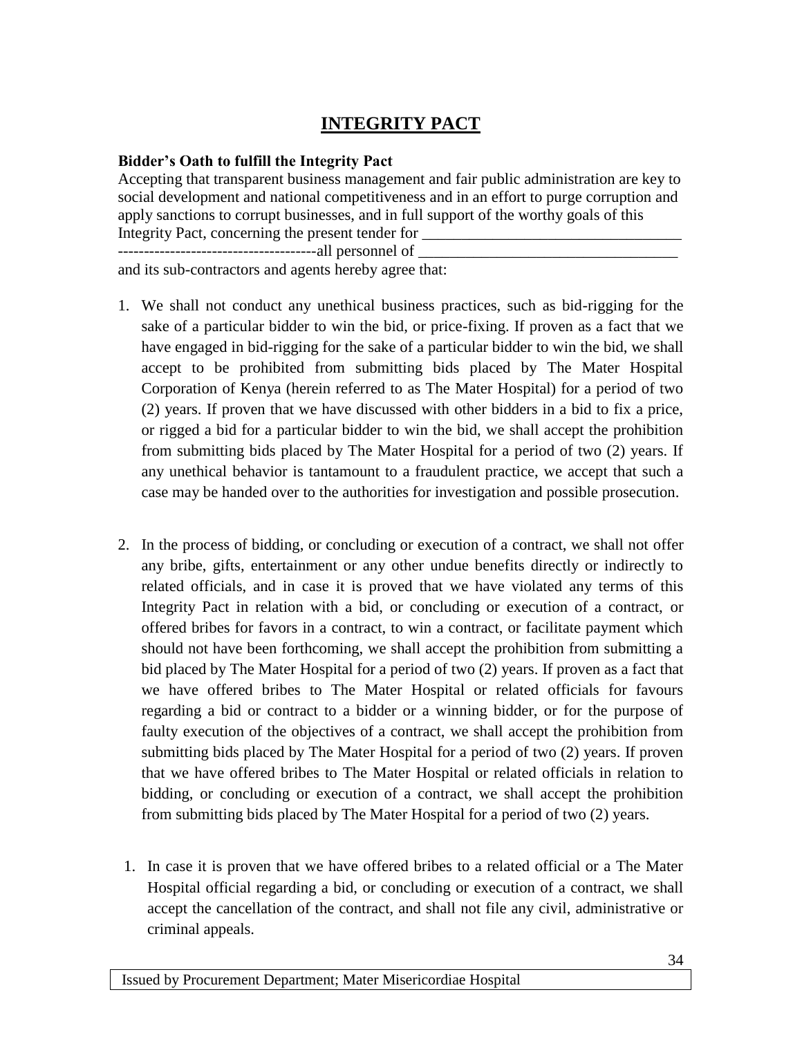# INTEGRITY PACT

**Bidder's Oath to fulfill the Integrity Pact**

Accepting that transparent business management and fair public administration are key to social development and national competitiveness and in an effort to purge corruption and apply sanctions to corrupt businesses, and in full support of the worthy goals of this Integrity Pact, concerning the present tender for _________________________________ --------------------------------------all personnel of _________________________________ and its sub-contractors and agents hereby agree that:

1. We shall not conduct any unethical business practices, such as bid-rigging for the sake of a particular bidder to win the bid, or price-fixing. If proven as a fact that we have engaged in bid-rigging for the sake of a particular bidder to win the bid, we shall accept to be prohibited from submitting bids placed by The Mater Hospital Corporation of Kenya (herein referred to as The Mater Hospital) for a period of two (2) years. If proven that we have discussed with other bidders in a bid to fix a price, or rigged a bid for a particular bidder to win the bid, we shall accept the prohibition from submitting bids placed by The Mater Hospital for a period of two (2) years. If any unethical behavior is tantamount to a fraudulent practice, we accept that such a case may be handed over to the authorities for investigation and possible prosecution.

2. In the process of bidding, or concluding or execution of a contract, we shall not offer any bribe, gifts, entertainment or any other undue benefits directly or indirectly to related officials, and in case it is proved that we have violated any terms of this Integrity Pact in relation with a bid, or concluding or execution of a contract, or offered bribes for favors in a contract, to win a contract, or facilitate payment which should not have been forthcoming, we shall accept the prohibition from submitting a bid placed by The Mater Hospital for a period of two (2) years. If proven as a fact that we have offered bribes to The Mater Hospital or related officials for favours regarding a bid or contract to a bidder or a winning bidder, or for the purpose of faulty execution of the objectives of a contract, we shall accept the prohibition from submitting bids placed by The Mater Hospital for a period of two (2) years. If proven that we have offered bribes to The Mater Hospital or related officials in relation to bidding, or concluding or execution of a contract, we shall accept the prohibition from submitting bids placed by The Mater Hospital for a period of two (2) years.

   1. In case it is proven that we have offered bribes to a related official or a The Mater Hospital official regarding a bid, or concluding or execution of a contract, we shall accept the cancellation of the contract, and shall not file any civil, administrative or criminal appeals.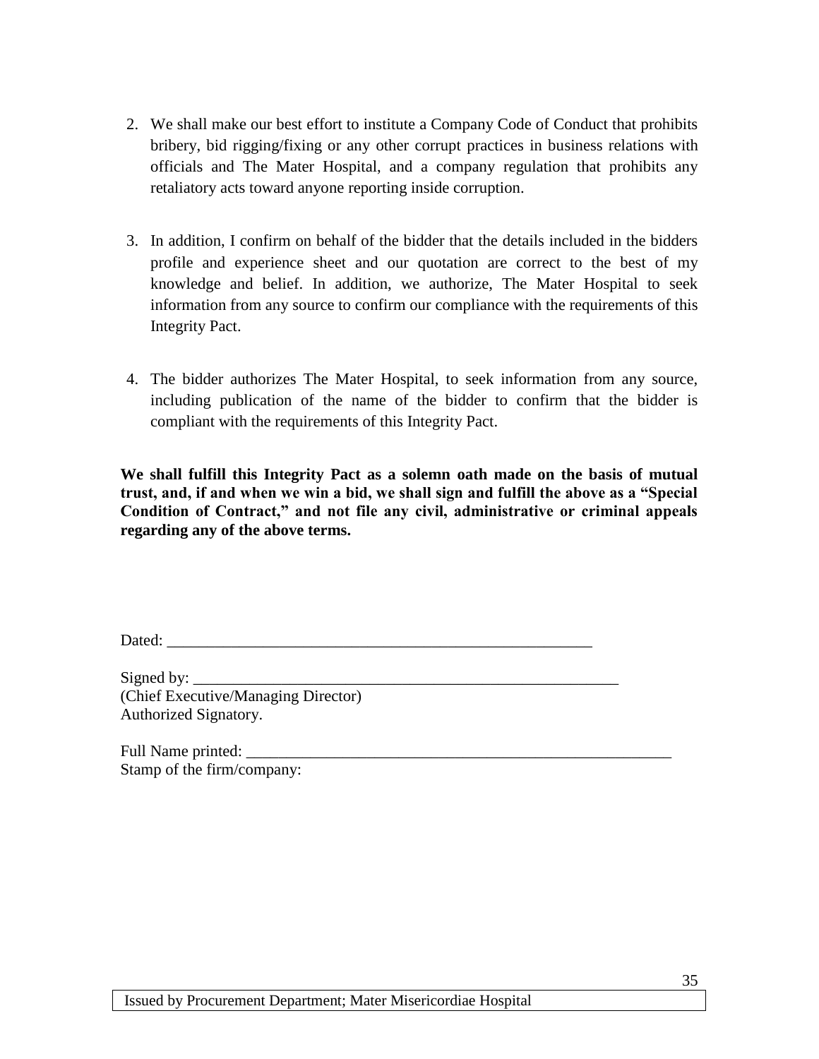2. We shall make our best effort to institute a Company Code of Conduct that prohibits bribery, bid rigging/fixing or any other corrupt practices in business relations with officials and The Mater Hospital, and a company regulation that prohibits any retaliatory acts toward anyone reporting inside corruption.

3. In addition, I confirm on behalf of the bidder that the details included in the bidders profile and experience sheet and our quotation are correct to the best of my knowledge and belief. In addition, we authorize, The Mater Hospital to seek information from any source to confirm our compliance with the requirements of this Integrity Pact.

4. The bidder authorizes The Mater Hospital, to seek information from any source, including publication of the name of the bidder to confirm that the bidder is compliant with the requirements of this Integrity Pact.

**We shall fulfill this Integrity Pact as a solemn oath made on the basis of mutual trust, and, if and when we win a bid, we shall sign and fulfill the above as a "Special Condition of Contract," and not file any civil, administrative or criminal appeals regarding any of the above terms.**

Dated: _______________________________________________________

Signed by: _______________________________________________________
(Chief Executive/Managing Director)
Authorized Signatory.

Full Name printed: _______________________________________________________
Stamp of the firm/company: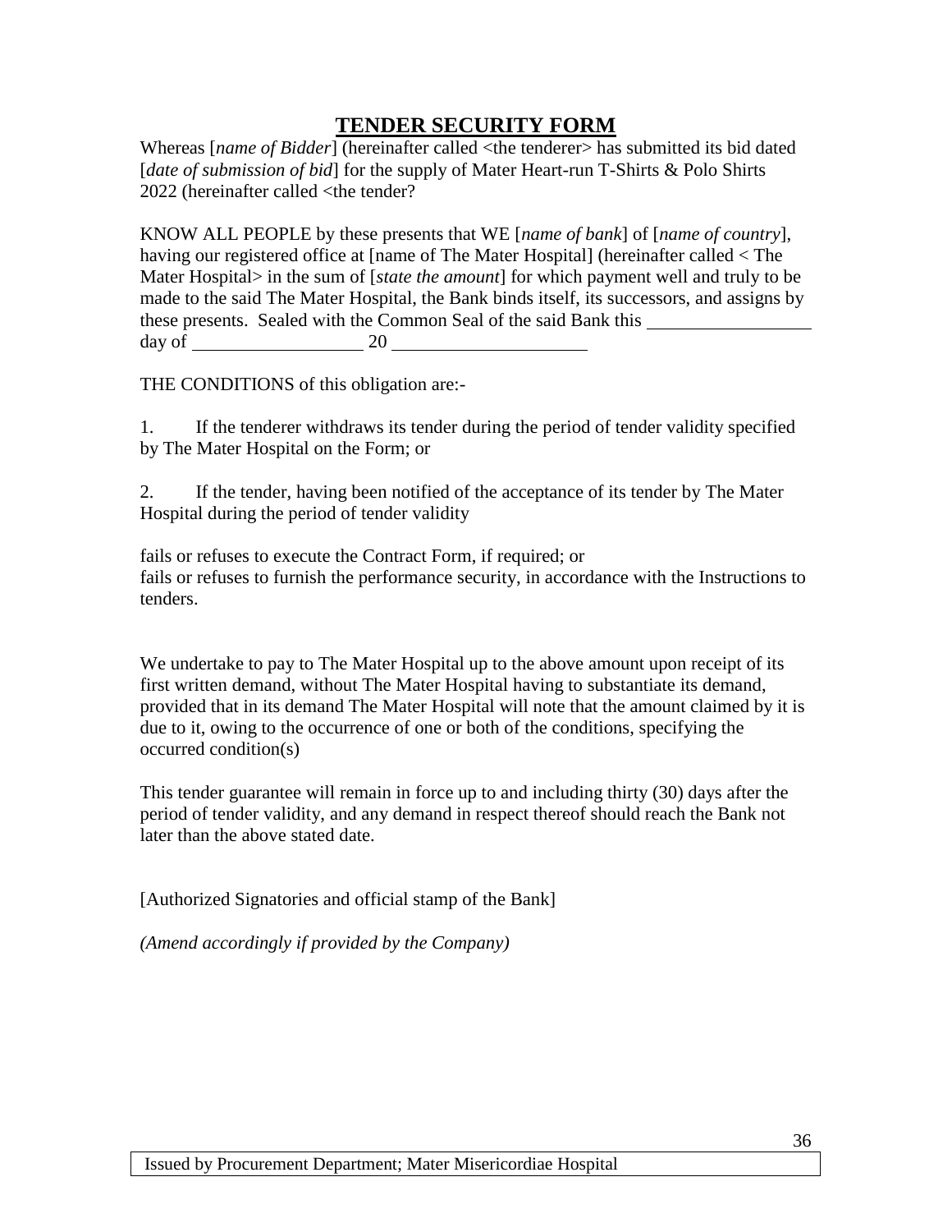# TENDER SECURITY FORM

Whereas [*name of Bidder*] (hereinafter called <the tenderer> has submitted its bid dated [*date of submission of bid*] for the supply of Mater Heart-run T-Shirts & Polo Shirts 2022 (hereinafter called <the tender?

KNOW ALL PEOPLE by these presents that WE [*name of bank*] of [*name of country*], having our registered office at [name of The Mater Hospital] (hereinafter called < The Mater Hospital> in the sum of [*state the amount*] for which payment well and truly to be made to the said The Mater Hospital, the Bank binds itself, its successors, and assigns by these presents. Sealed with the Common Seal of the said Bank this __________________ day of __________________ 20 ______________________

THE CONDITIONS of this obligation are:-

1. If the tenderer withdraws its tender during the period of tender validity specified by The Mater Hospital on the Form; or

2. If the tender, having been notified of the acceptance of its tender by The Mater Hospital during the period of tender validity

fails or refuses to execute the Contract Form, if required; or
fails or refuses to furnish the performance security, in accordance with the Instructions to tenders.

We undertake to pay to The Mater Hospital up to the above amount upon receipt of its first written demand, without The Mater Hospital having to substantiate its demand, provided that in its demand The Mater Hospital will note that the amount claimed by it is due to it, owing to the occurrence of one or both of the conditions, specifying the occurred condition(s)

This tender guarantee will remain in force up to and including thirty (30) days after the period of tender validity, and any demand in respect thereof should reach the Bank not later than the above stated date.

[Authorized Signatories and official stamp of the Bank]

*(Amend accordingly if provided by the Company)*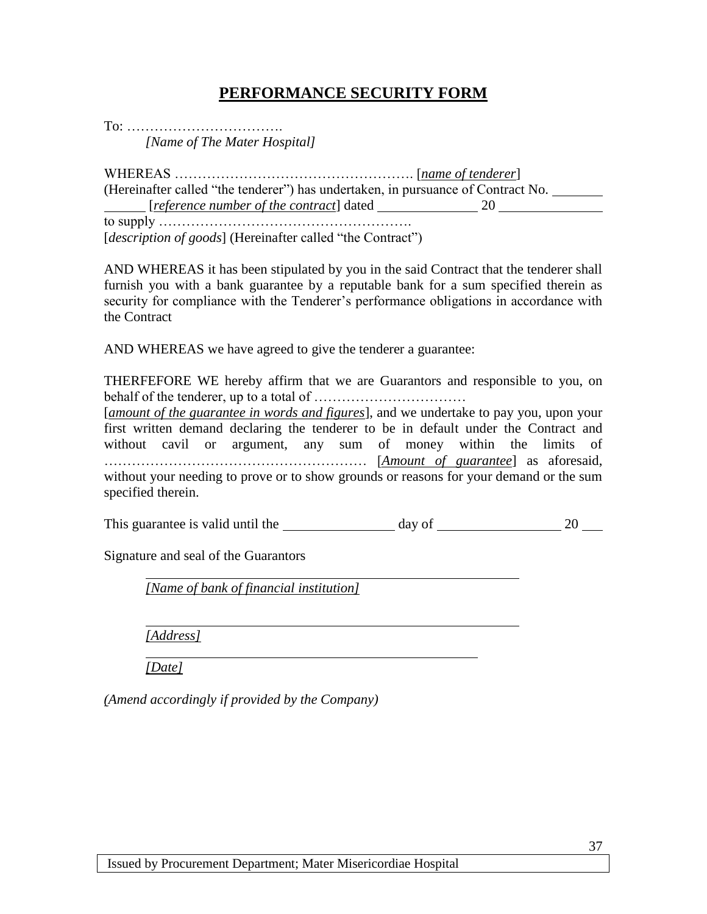# PERFORMANCE SECURITY FORM

To: …………………………….
*[Name of The Mater Hospital]*

WHEREAS ……………………………………………. [*name of tenderer*]
(Hereinafter called "the tenderer") has undertaken, in pursuance of Contract No. ________ ______ [*reference number of the contract*] dated ______________ 20 ______________
to supply ……………………………………………….
[*description of goods*] (Hereinafter called "the Contract")

AND WHEREAS it has been stipulated by you in the said Contract that the tenderer shall furnish you with a bank guarantee by a reputable bank for a sum specified therein as security for compliance with the Tenderer's performance obligations in accordance with the Contract

AND WHEREAS we have agreed to give the tenderer a guarantee:

THERFEFORE WE hereby affirm that we are Guarantors and responsible to you, on behalf of the tenderer, up to a total of ……………………………
[*amount of the guarantee in words and figures*], and we undertake to pay you, upon your first written demand declaring the tenderer to be in default under the Contract and without cavil or argument, any sum of money within the limits of ………………………………………………… [*Amount of guarantee*] as aforesaid, without your needing to prove or to show grounds or reasons for your demand or the sum specified therein.

This guarantee is valid until the ________________ day of __________________ 20 ___

Signature and seal of the Guarantors

_______________________________________________________
*[Name of bank of financial institution]*

_______________________________________________________
*[Address]*

_______________________________________________________
*[Date]*

*(Amend accordingly if provided by the Company)*

Issued by Procurement Department; Mater Misericordiae Hospital